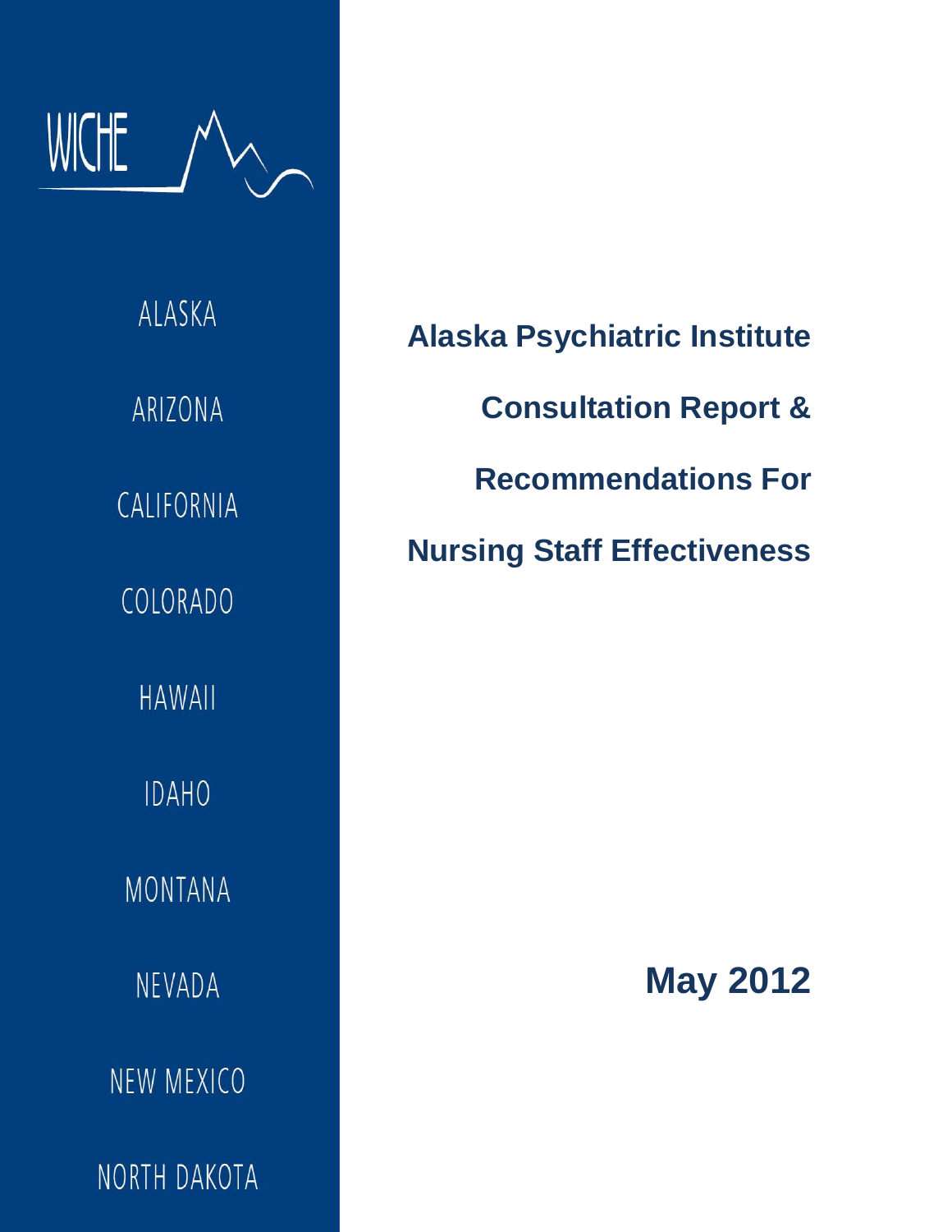WICHE

ALASKA

ARIZONA

CALIFORNIA

COLORADO

HAWAII

IDAHO

MONTANA

NEVADA

NEW MEXICO

NORTH DAKOTA

# Alaska Psychiatric Institute Consultation Report & Recommendations For Nursing Staff Effectiveness

**May 2012**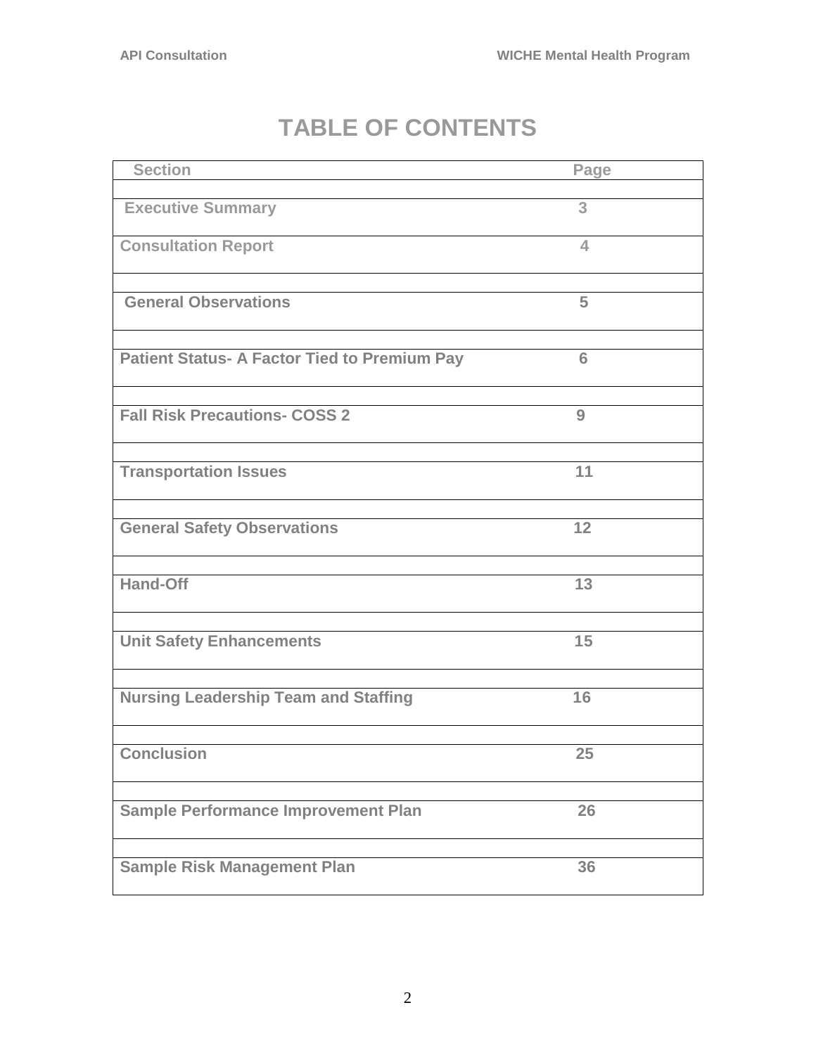# TABLE OF CONTENTS

| Section | Page |
|---|---|
| Executive Summary | 3 |
| Consultation Report | 4 |
| General Observations | 5 |
| Patient Status- A Factor Tied to Premium Pay | 6 |
| Fall Risk Precautions- COSS 2 | 9 |
| Transportation Issues | 11 |
| General Safety Observations | 12 |
| Hand-Off | 13 |
| Unit Safety Enhancements | 15 |
| Nursing Leadership Team and Staffing | 16 |
| Conclusion | 25 |
| Sample Performance Improvement Plan | 26 |
| Sample Risk Management Plan | 36 |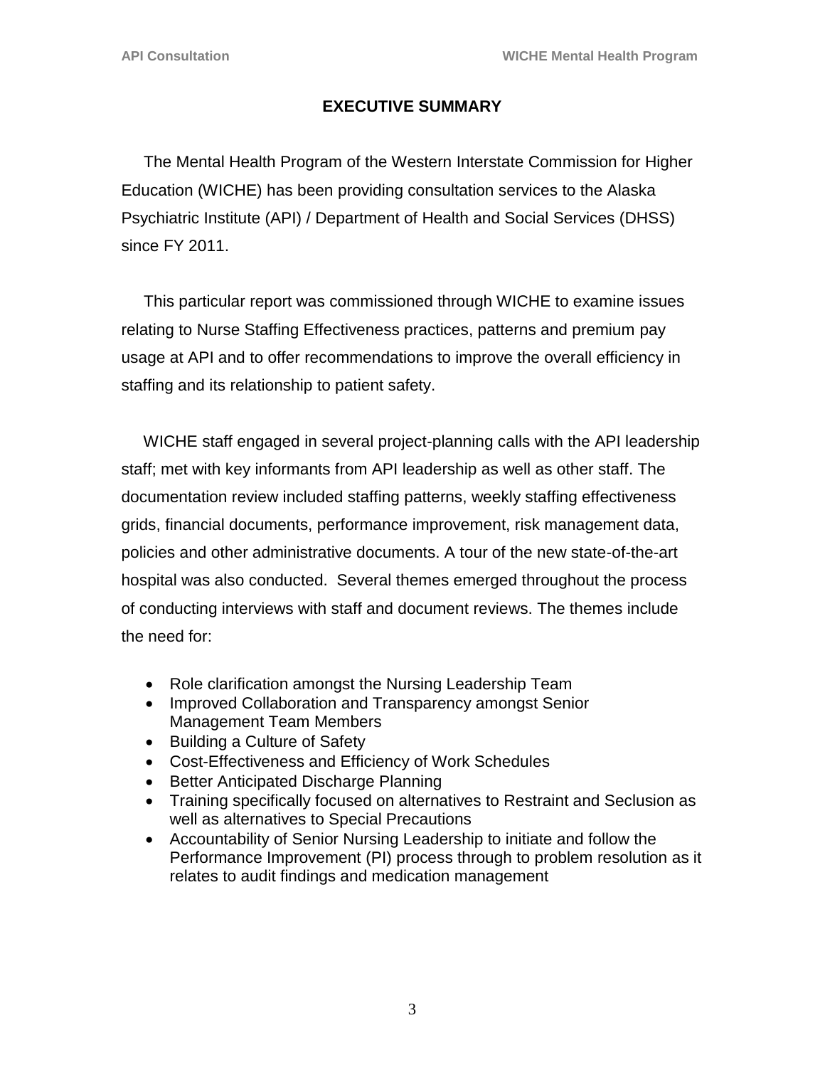# EXECUTIVE SUMMARY

The Mental Health Program of the Western Interstate Commission for Higher Education (WICHE) has been providing consultation services to the Alaska Psychiatric Institute (API) / Department of Health and Social Services (DHSS) since FY 2011.

This particular report was commissioned through WICHE to examine issues relating to Nurse Staffing Effectiveness practices, patterns and premium pay usage at API and to offer recommendations to improve the overall efficiency in staffing and its relationship to patient safety.

WICHE staff engaged in several project-planning calls with the API leadership staff; met with key informants from API leadership as well as other staff. The documentation review included staffing patterns, weekly staffing effectiveness grids, financial documents, performance improvement, risk management data, policies and other administrative documents. A tour of the new state-of-the-art hospital was also conducted. Several themes emerged throughout the process of conducting interviews with staff and document reviews. The themes include the need for:

- Role clarification amongst the Nursing Leadership Team
- Improved Collaboration and Transparency amongst Senior Management Team Members
- Building a Culture of Safety
- Cost-Effectiveness and Efficiency of Work Schedules
- Better Anticipated Discharge Planning
- Training specifically focused on alternatives to Restraint and Seclusion as well as alternatives to Special Precautions
- Accountability of Senior Nursing Leadership to initiate and follow the Performance Improvement (PI) process through to problem resolution as it relates to audit findings and medication management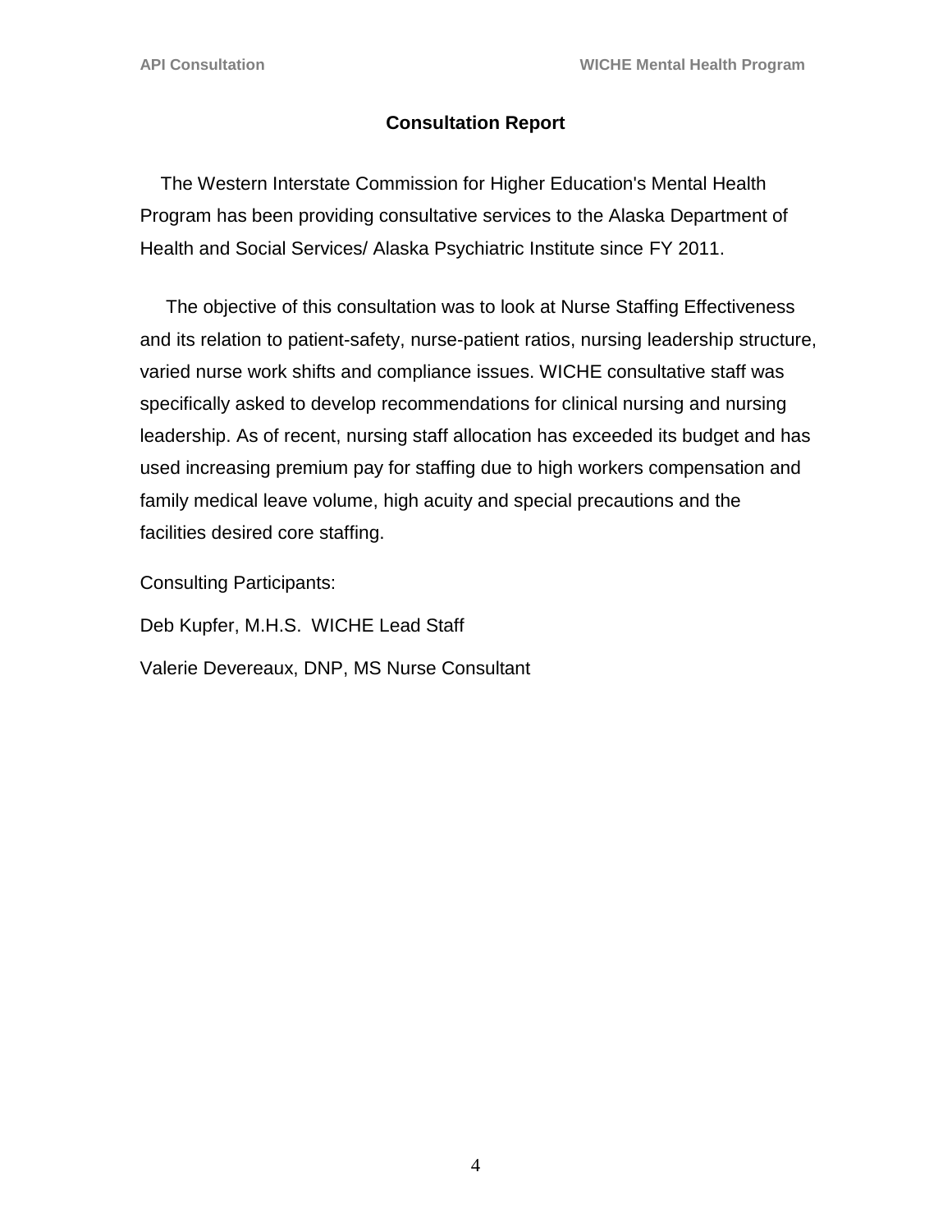# Consultation Report

The Western Interstate Commission for Higher Education's Mental Health Program has been providing consultative services to the Alaska Department of Health and Social Services/ Alaska Psychiatric Institute since FY 2011.

The objective of this consultation was to look at Nurse Staffing Effectiveness and its relation to patient-safety, nurse-patient ratios, nursing leadership structure, varied nurse work shifts and compliance issues. WICHE consultative staff was specifically asked to develop recommendations for clinical nursing and nursing leadership. As of recent, nursing staff allocation has exceeded its budget and has used increasing premium pay for staffing due to high workers compensation and family medical leave volume, high acuity and special precautions and the facilities desired core staffing.

Consulting Participants:

Deb Kupfer, M.H.S. WICHE Lead Staff

Valerie Devereaux, DNP, MS Nurse Consultant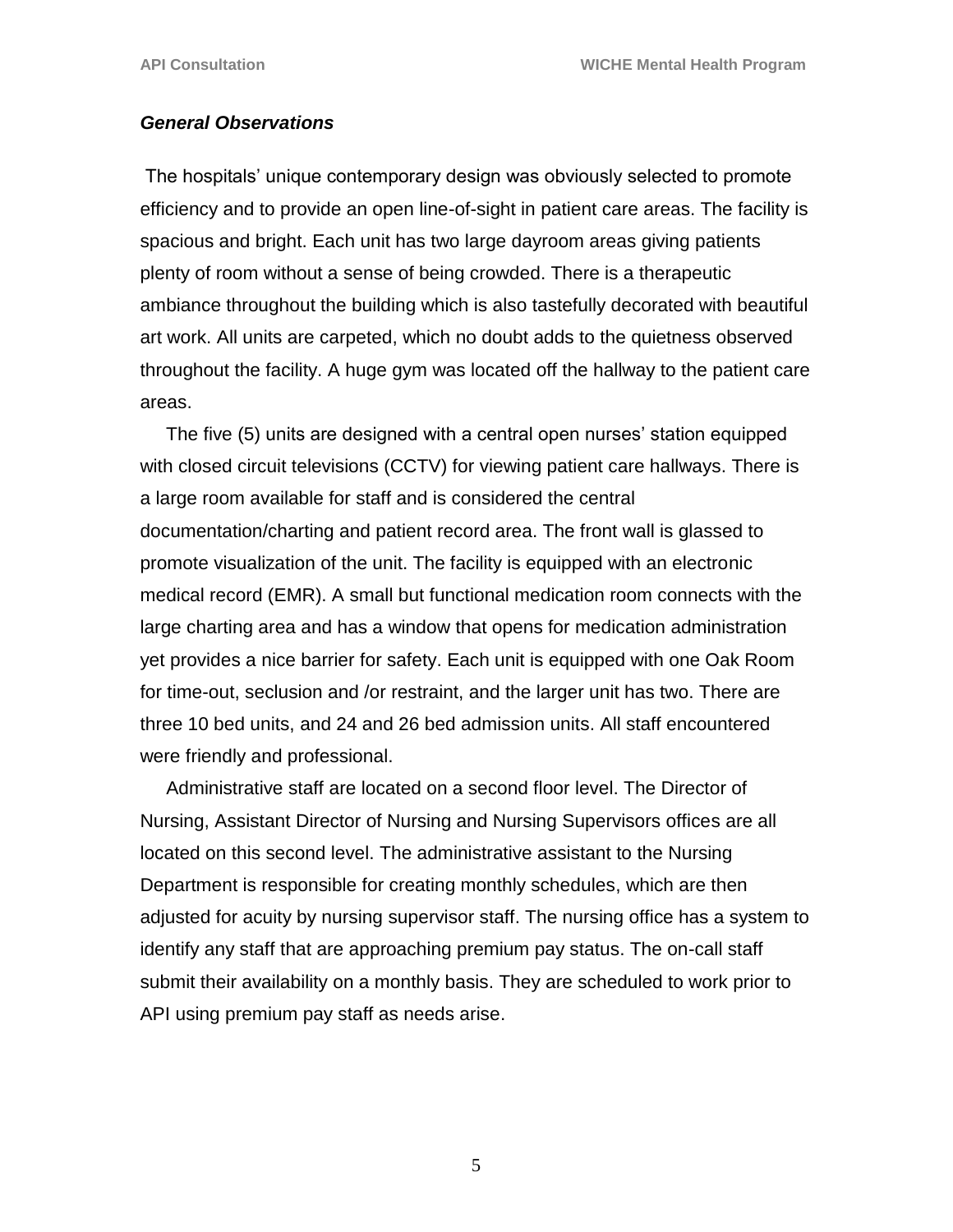### *General Observations*

The hospitals' unique contemporary design was obviously selected to promote efficiency and to provide an open line-of-sight in patient care areas. The facility is spacious and bright. Each unit has two large dayroom areas giving patients plenty of room without a sense of being crowded. There is a therapeutic ambiance throughout the building which is also tastefully decorated with beautiful art work. All units are carpeted, which no doubt adds to the quietness observed throughout the facility. A huge gym was located off the hallway to the patient care areas.

The five (5) units are designed with a central open nurses' station equipped with closed circuit televisions (CCTV) for viewing patient care hallways. There is a large room available for staff and is considered the central documentation/charting and patient record area. The front wall is glassed to promote visualization of the unit. The facility is equipped with an electronic medical record (EMR). A small but functional medication room connects with the large charting area and has a window that opens for medication administration yet provides a nice barrier for safety. Each unit is equipped with one Oak Room for time-out, seclusion and /or restraint, and the larger unit has two. There are three 10 bed units, and 24 and 26 bed admission units. All staff encountered were friendly and professional.

Administrative staff are located on a second floor level. The Director of Nursing, Assistant Director of Nursing and Nursing Supervisors offices are all located on this second level. The administrative assistant to the Nursing Department is responsible for creating monthly schedules, which are then adjusted for acuity by nursing supervisor staff. The nursing office has a system to identify any staff that are approaching premium pay status. The on-call staff submit their availability on a monthly basis. They are scheduled to work prior to API using premium pay staff as needs arise.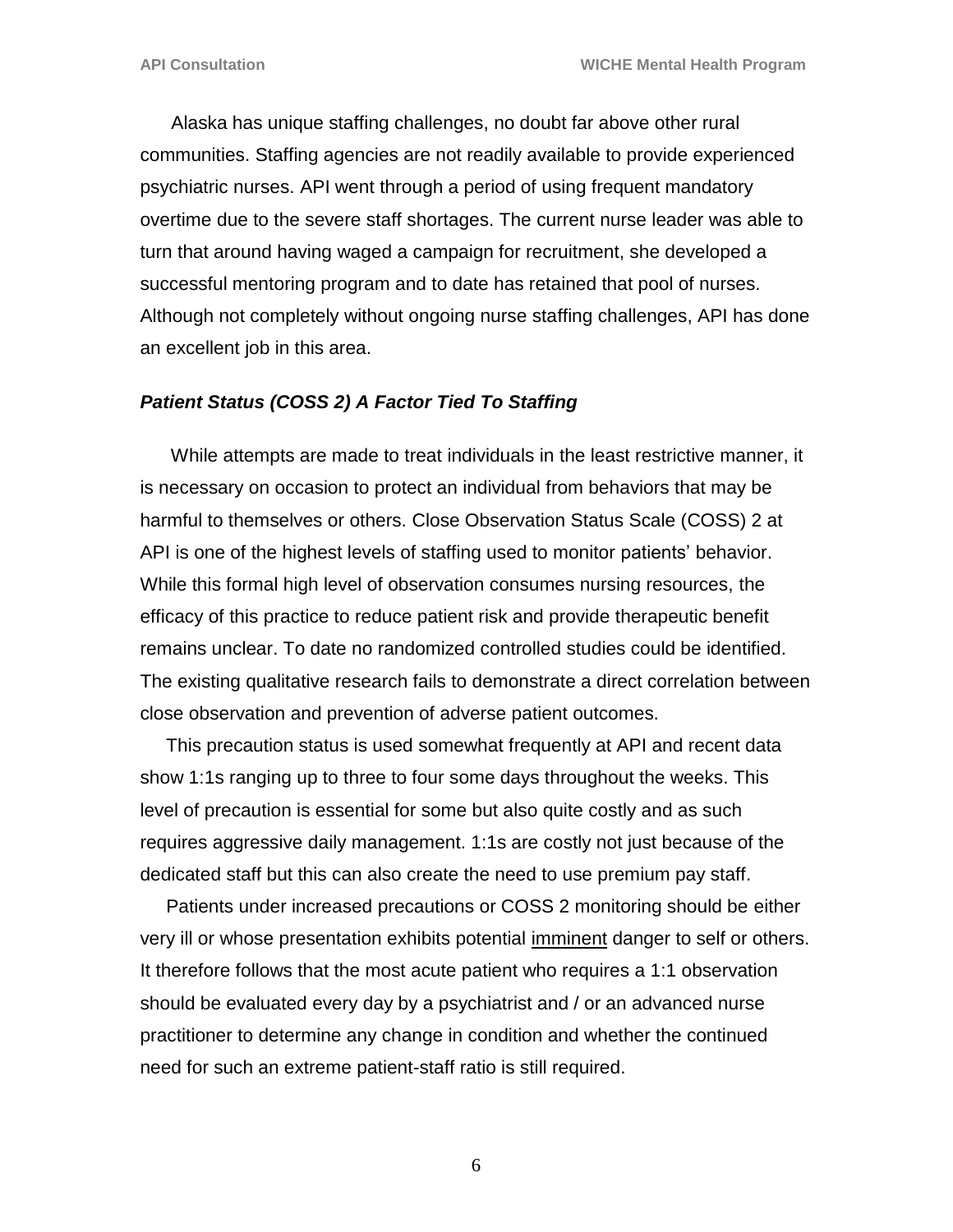Alaska has unique staffing challenges, no doubt far above other rural communities. Staffing agencies are not readily available to provide experienced psychiatric nurses. API went through a period of using frequent mandatory overtime due to the severe staff shortages. The current nurse leader was able to turn that around having waged a campaign for recruitment, she developed a successful mentoring program and to date has retained that pool of nurses. Although not completely without ongoing nurse staffing challenges, API has done an excellent job in this area.

### *Patient Status (COSS 2) A Factor Tied To Staffing*

While attempts are made to treat individuals in the least restrictive manner, it is necessary on occasion to protect an individual from behaviors that may be harmful to themselves or others. Close Observation Status Scale (COSS) 2 at API is one of the highest levels of staffing used to monitor patients' behavior. While this formal high level of observation consumes nursing resources, the efficacy of this practice to reduce patient risk and provide therapeutic benefit remains unclear. To date no randomized controlled studies could be identified. The existing qualitative research fails to demonstrate a direct correlation between close observation and prevention of adverse patient outcomes.

This precaution status is used somewhat frequently at API and recent data show 1:1s ranging up to three to four some days throughout the weeks. This level of precaution is essential for some but also quite costly and as such requires aggressive daily management. 1:1s are costly not just because of the dedicated staff but this can also create the need to use premium pay staff.

Patients under increased precautions or COSS 2 monitoring should be either very ill or whose presentation exhibits potential imminent danger to self or others. It therefore follows that the most acute patient who requires a 1:1 observation should be evaluated every day by a psychiatrist and / or an advanced nurse practitioner to determine any change in condition and whether the continued need for such an extreme patient-staff ratio is still required.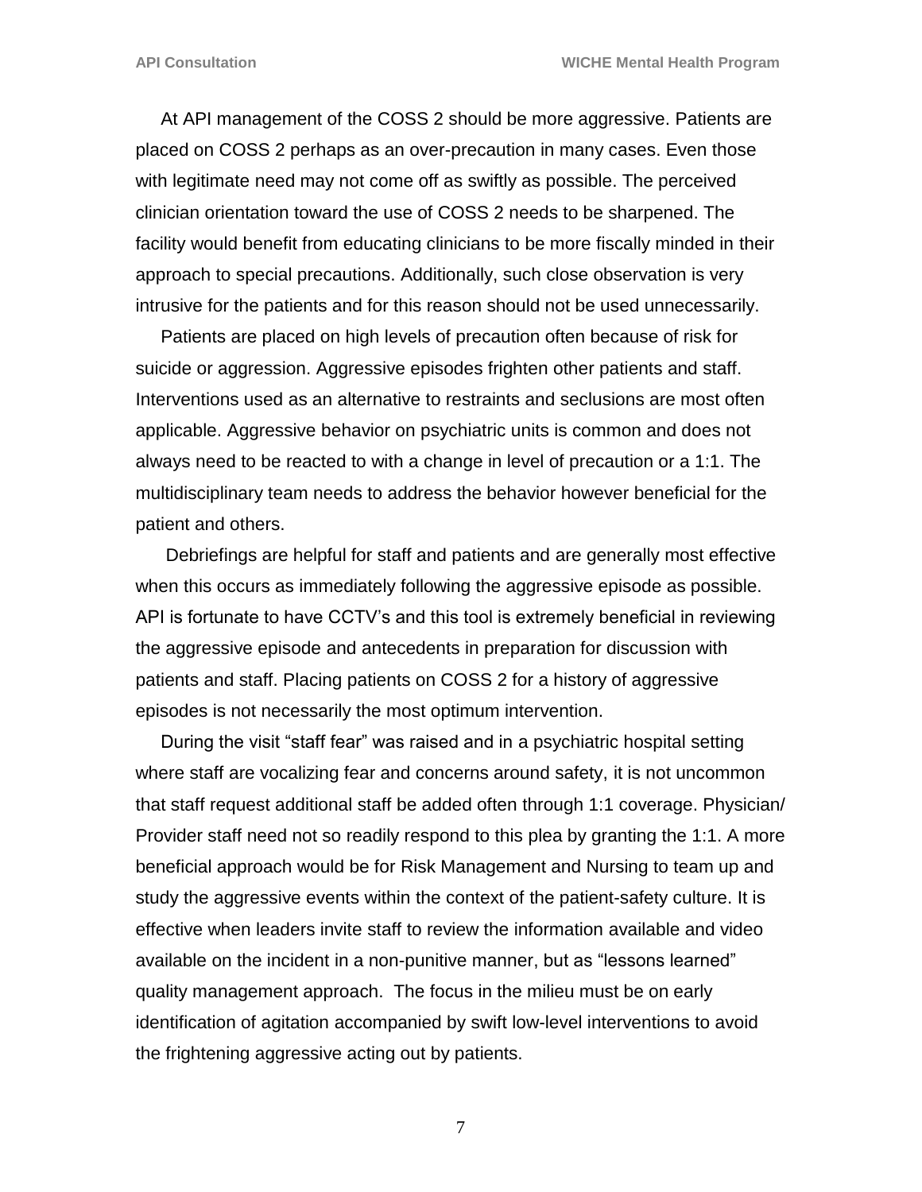At API management of the COSS 2 should be more aggressive. Patients are placed on COSS 2 perhaps as an over-precaution in many cases. Even those with legitimate need may not come off as swiftly as possible. The perceived clinician orientation toward the use of COSS 2 needs to be sharpened. The facility would benefit from educating clinicians to be more fiscally minded in their approach to special precautions. Additionally, such close observation is very intrusive for the patients and for this reason should not be used unnecessarily.

Patients are placed on high levels of precaution often because of risk for suicide or aggression. Aggressive episodes frighten other patients and staff. Interventions used as an alternative to restraints and seclusions are most often applicable. Aggressive behavior on psychiatric units is common and does not always need to be reacted to with a change in level of precaution or a 1:1. The multidisciplinary team needs to address the behavior however beneficial for the patient and others.

Debriefings are helpful for staff and patients and are generally most effective when this occurs as immediately following the aggressive episode as possible. API is fortunate to have CCTV's and this tool is extremely beneficial in reviewing the aggressive episode and antecedents in preparation for discussion with patients and staff. Placing patients on COSS 2 for a history of aggressive episodes is not necessarily the most optimum intervention.

During the visit "staff fear" was raised and in a psychiatric hospital setting where staff are vocalizing fear and concerns around safety, it is not uncommon that staff request additional staff be added often through 1:1 coverage. Physician/ Provider staff need not so readily respond to this plea by granting the 1:1. A more beneficial approach would be for Risk Management and Nursing to team up and study the aggressive events within the context of the patient-safety culture. It is effective when leaders invite staff to review the information available and video available on the incident in a non-punitive manner, but as "lessons learned" quality management approach. The focus in the milieu must be on early identification of agitation accompanied by swift low-level interventions to avoid the frightening aggressive acting out by patients.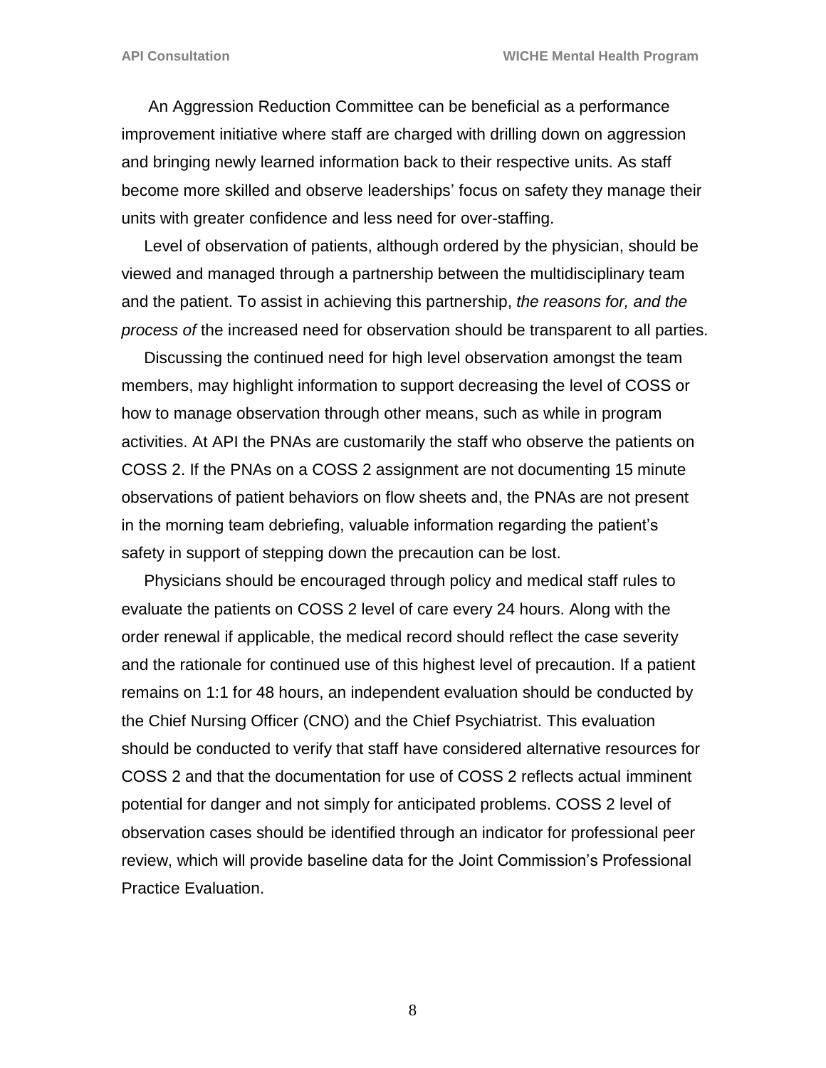An Aggression Reduction Committee can be beneficial as a performance improvement initiative where staff are charged with drilling down on aggression and bringing newly learned information back to their respective units. As staff become more skilled and observe leaderships' focus on safety they manage their units with greater confidence and less need for over-staffing.

Level of observation of patients, although ordered by the physician, should be viewed and managed through a partnership between the multidisciplinary team and the patient. To assist in achieving this partnership, *the reasons for, and the process of* the increased need for observation should be transparent to all parties.

Discussing the continued need for high level observation amongst the team members, may highlight information to support decreasing the level of COSS or how to manage observation through other means, such as while in program activities. At API the PNAs are customarily the staff who observe the patients on COSS 2. If the PNAs on a COSS 2 assignment are not documenting 15 minute observations of patient behaviors on flow sheets and, the PNAs are not present in the morning team debriefing, valuable information regarding the patient's safety in support of stepping down the precaution can be lost.

Physicians should be encouraged through policy and medical staff rules to evaluate the patients on COSS 2 level of care every 24 hours. Along with the order renewal if applicable, the medical record should reflect the case severity and the rationale for continued use of this highest level of precaution. If a patient remains on 1:1 for 48 hours, an independent evaluation should be conducted by the Chief Nursing Officer (CNO) and the Chief Psychiatrist. This evaluation should be conducted to verify that staff have considered alternative resources for COSS 2 and that the documentation for use of COSS 2 reflects actual imminent potential for danger and not simply for anticipated problems. COSS 2 level of observation cases should be identified through an indicator for professional peer review, which will provide baseline data for the Joint Commission's Professional Practice Evaluation.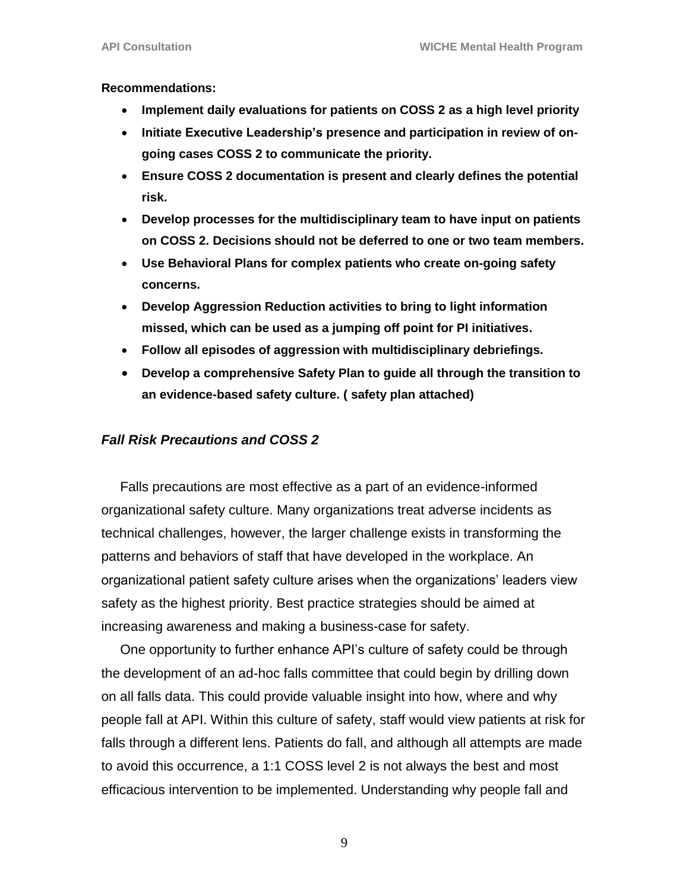**Recommendations:**

- **Implement daily evaluations for patients on COSS 2 as a high level priority**
- **Initiate Executive Leadership's presence and participation in review of on-going cases COSS 2 to communicate the priority.**
- **Ensure COSS 2 documentation is present and clearly defines the potential risk.**
- **Develop processes for the multidisciplinary team to have input on patients on COSS 2. Decisions should not be deferred to one or two team members.**
- **Use Behavioral Plans for complex patients who create on-going safety concerns.**
- **Develop Aggression Reduction activities to bring to light information missed, which can be used as a jumping off point for PI initiatives.**
- **Follow all episodes of aggression with multidisciplinary debriefings.**
- **Develop a comprehensive Safety Plan to guide all through the transition to an evidence-based safety culture. ( safety plan attached)**

### *Fall Risk Precautions and COSS 2*

Falls precautions are most effective as a part of an evidence-informed organizational safety culture. Many organizations treat adverse incidents as technical challenges, however, the larger challenge exists in transforming the patterns and behaviors of staff that have developed in the workplace. An organizational patient safety culture arises when the organizations' leaders view safety as the highest priority. Best practice strategies should be aimed at increasing awareness and making a business-case for safety.

One opportunity to further enhance API's culture of safety could be through the development of an ad-hoc falls committee that could begin by drilling down on all falls data. This could provide valuable insight into how, where and why people fall at API. Within this culture of safety, staff would view patients at risk for falls through a different lens. Patients do fall, and although all attempts are made to avoid this occurrence, a 1:1 COSS level 2 is not always the best and most efficacious intervention to be implemented. Understanding why people fall and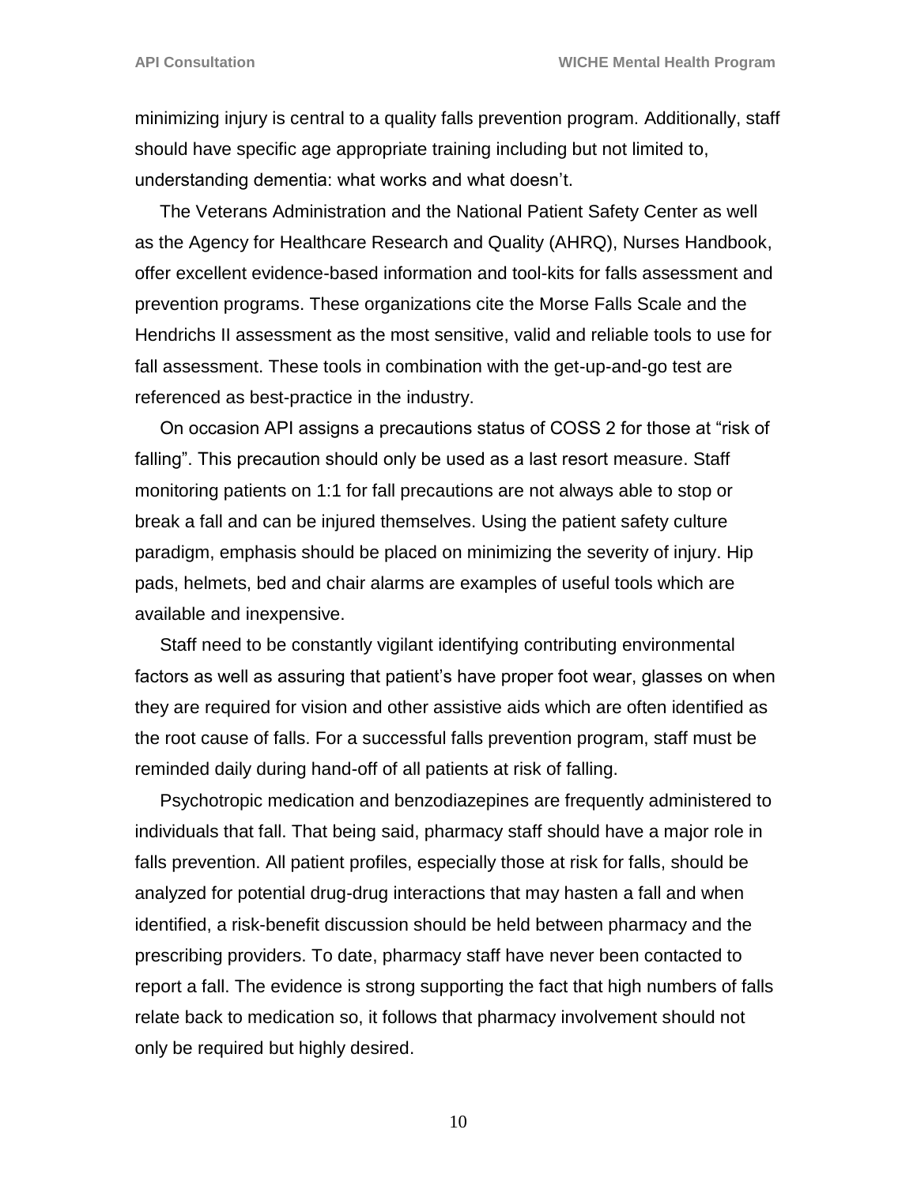minimizing injury is central to a quality falls prevention program. Additionally, staff should have specific age appropriate training including but not limited to, understanding dementia: what works and what doesn't.

The Veterans Administration and the National Patient Safety Center as well as the Agency for Healthcare Research and Quality (AHRQ), Nurses Handbook, offer excellent evidence-based information and tool-kits for falls assessment and prevention programs. These organizations cite the Morse Falls Scale and the Hendrichs II assessment as the most sensitive, valid and reliable tools to use for fall assessment. These tools in combination with the get-up-and-go test are referenced as best-practice in the industry.

On occasion API assigns a precautions status of COSS 2 for those at "risk of falling". This precaution should only be used as a last resort measure. Staff monitoring patients on 1:1 for fall precautions are not always able to stop or break a fall and can be injured themselves. Using the patient safety culture paradigm, emphasis should be placed on minimizing the severity of injury. Hip pads, helmets, bed and chair alarms are examples of useful tools which are available and inexpensive.

Staff need to be constantly vigilant identifying contributing environmental factors as well as assuring that patient's have proper foot wear, glasses on when they are required for vision and other assistive aids which are often identified as the root cause of falls. For a successful falls prevention program, staff must be reminded daily during hand-off of all patients at risk of falling.

Psychotropic medication and benzodiazepines are frequently administered to individuals that fall. That being said, pharmacy staff should have a major role in falls prevention. All patient profiles, especially those at risk for falls, should be analyzed for potential drug-drug interactions that may hasten a fall and when identified, a risk-benefit discussion should be held between pharmacy and the prescribing providers. To date, pharmacy staff have never been contacted to report a fall. The evidence is strong supporting the fact that high numbers of falls relate back to medication so, it follows that pharmacy involvement should not only be required but highly desired.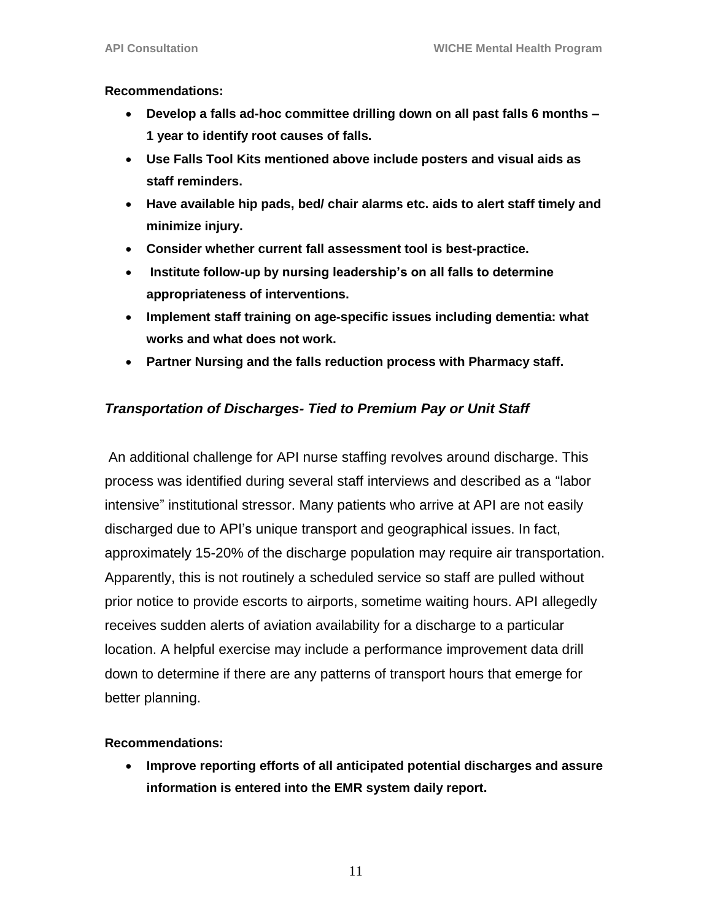**Recommendations:**

- **Develop a falls ad-hoc committee drilling down on all past falls 6 months – 1 year to identify root causes of falls.**
- **Use Falls Tool Kits mentioned above include posters and visual aids as staff reminders.**
- **Have available hip pads, bed/ chair alarms etc. aids to alert staff timely and minimize injury.**
- **Consider whether current fall assessment tool is best-practice.**
- **Institute follow-up by nursing leadership's on all falls to determine appropriateness of interventions.**
- **Implement staff training on age-specific issues including dementia: what works and what does not work.**
- **Partner Nursing and the falls reduction process with Pharmacy staff.**

### *Transportation of Discharges- Tied to Premium Pay or Unit Staff*

An additional challenge for API nurse staffing revolves around discharge. This process was identified during several staff interviews and described as a "labor intensive" institutional stressor. Many patients who arrive at API are not easily discharged due to API's unique transport and geographical issues. In fact, approximately 15-20% of the discharge population may require air transportation. Apparently, this is not routinely a scheduled service so staff are pulled without prior notice to provide escorts to airports, sometime waiting hours. API allegedly receives sudden alerts of aviation availability for a discharge to a particular location. A helpful exercise may include a performance improvement data drill down to determine if there are any patterns of transport hours that emerge for better planning.

**Recommendations:**

- **Improve reporting efforts of all anticipated potential discharges and assure information is entered into the EMR system daily report.**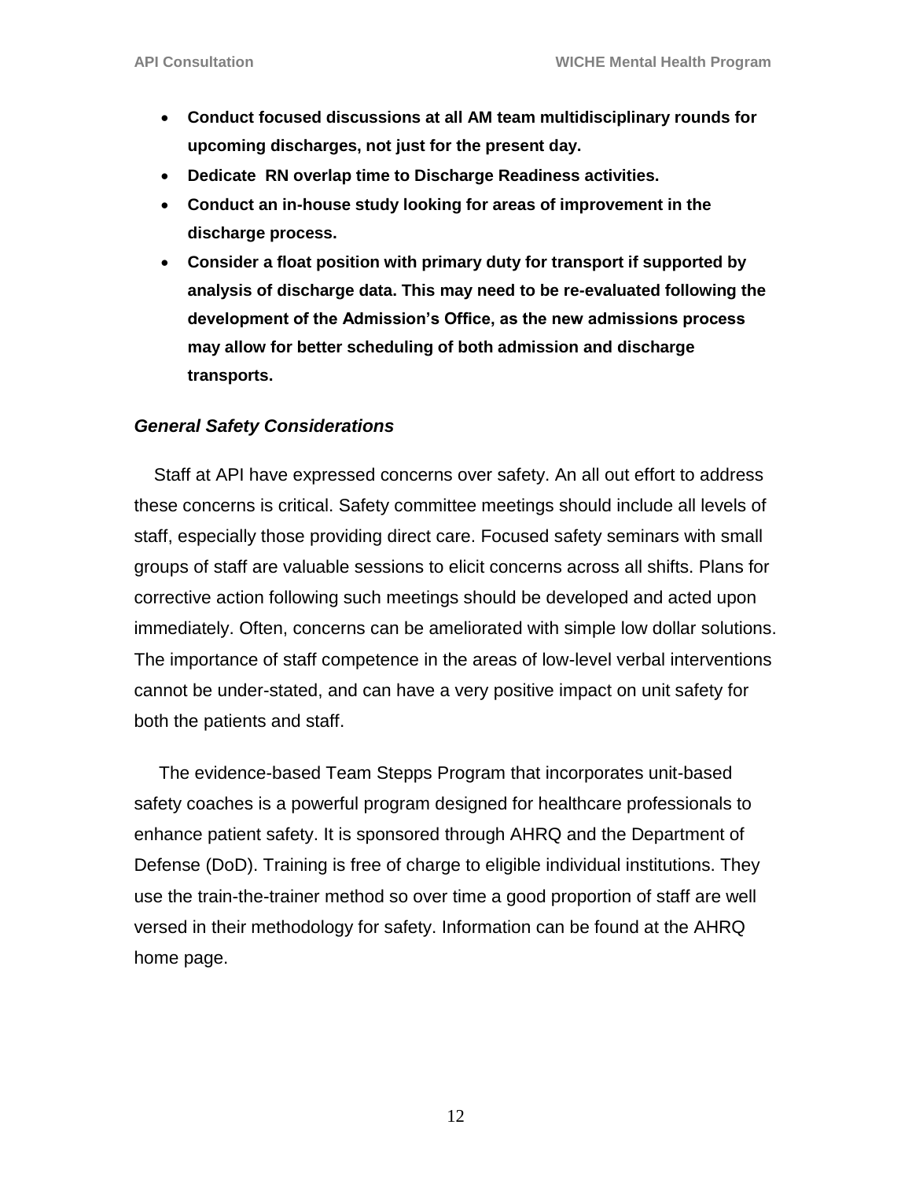- **Conduct focused discussions at all AM team multidisciplinary rounds for upcoming discharges, not just for the present day.**
- **Dedicate RN overlap time to Discharge Readiness activities.**
- **Conduct an in-house study looking for areas of improvement in the discharge process.**
- **Consider a float position with primary duty for transport if supported by analysis of discharge data. This may need to be re-evaluated following the development of the Admission's Office, as the new admissions process may allow for better scheduling of both admission and discharge transports.**

### *General Safety Considerations*

Staff at API have expressed concerns over safety. An all out effort to address these concerns is critical. Safety committee meetings should include all levels of staff, especially those providing direct care. Focused safety seminars with small groups of staff are valuable sessions to elicit concerns across all shifts. Plans for corrective action following such meetings should be developed and acted upon immediately. Often, concerns can be ameliorated with simple low dollar solutions. The importance of staff competence in the areas of low-level verbal interventions cannot be under-stated, and can have a very positive impact on unit safety for both the patients and staff.

The evidence-based Team Stepps Program that incorporates unit-based safety coaches is a powerful program designed for healthcare professionals to enhance patient safety. It is sponsored through AHRQ and the Department of Defense (DoD). Training is free of charge to eligible individual institutions. They use the train-the-trainer method so over time a good proportion of staff are well versed in their methodology for safety. Information can be found at the AHRQ home page.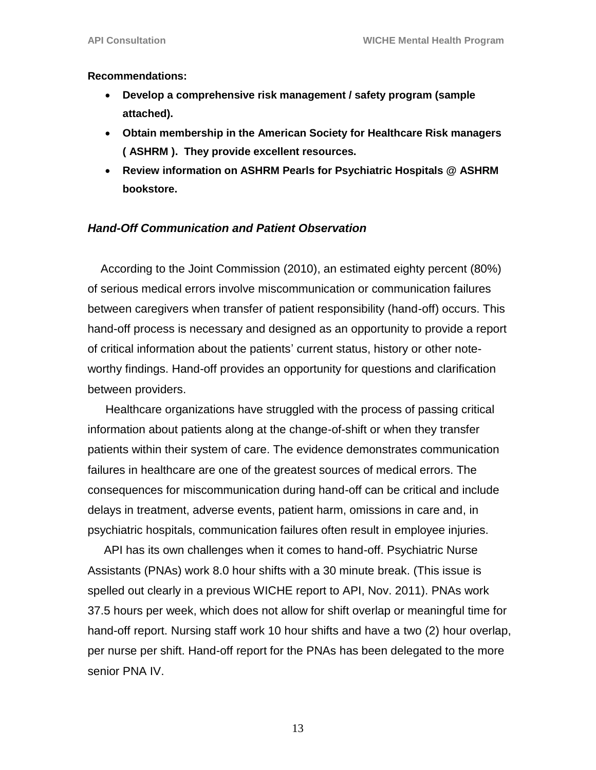**Recommendations:**

- **Develop a comprehensive risk management / safety program (sample attached).**
- **Obtain membership in the American Society for Healthcare Risk managers ( ASHRM ). They provide excellent resources.**
- **Review information on ASHRM Pearls for Psychiatric Hospitals @ ASHRM bookstore.**

### *Hand-Off Communication and Patient Observation*

According to the Joint Commission (2010), an estimated eighty percent (80%) of serious medical errors involve miscommunication or communication failures between caregivers when transfer of patient responsibility (hand-off) occurs. This hand-off process is necessary and designed as an opportunity to provide a report of critical information about the patients' current status, history or other note-worthy findings. Hand-off provides an opportunity for questions and clarification between providers.

Healthcare organizations have struggled with the process of passing critical information about patients along at the change-of-shift or when they transfer patients within their system of care. The evidence demonstrates communication failures in healthcare are one of the greatest sources of medical errors. The consequences for miscommunication during hand-off can be critical and include delays in treatment, adverse events, patient harm, omissions in care and, in psychiatric hospitals, communication failures often result in employee injuries.

API has its own challenges when it comes to hand-off. Psychiatric Nurse Assistants (PNAs) work 8.0 hour shifts with a 30 minute break. (This issue is spelled out clearly in a previous WICHE report to API, Nov. 2011). PNAs work 37.5 hours per week, which does not allow for shift overlap or meaningful time for hand-off report. Nursing staff work 10 hour shifts and have a two (2) hour overlap, per nurse per shift. Hand-off report for the PNAs has been delegated to the more senior PNA IV.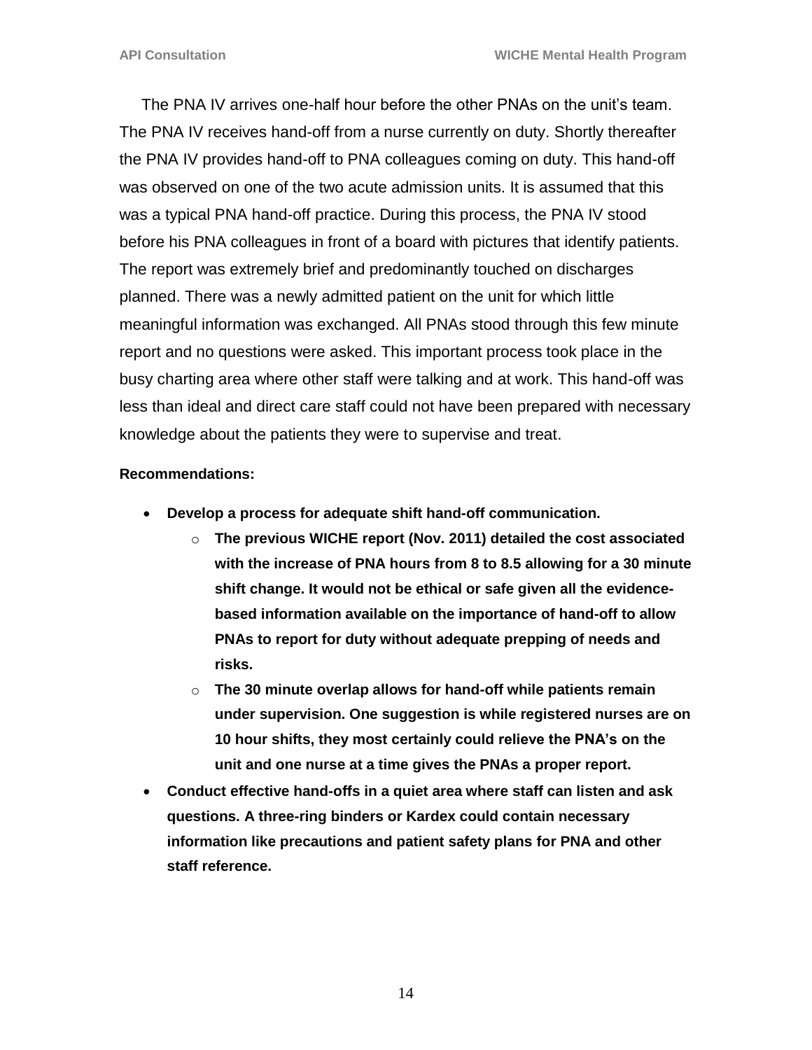The PNA IV arrives one-half hour before the other PNAs on the unit's team. The PNA IV receives hand-off from a nurse currently on duty. Shortly thereafter the PNA IV provides hand-off to PNA colleagues coming on duty. This hand-off was observed on one of the two acute admission units. It is assumed that this was a typical PNA hand-off practice. During this process, the PNA IV stood before his PNA colleagues in front of a board with pictures that identify patients. The report was extremely brief and predominantly touched on discharges planned. There was a newly admitted patient on the unit for which little meaningful information was exchanged. All PNAs stood through this few minute report and no questions were asked. This important process took place in the busy charting area where other staff were talking and at work. This hand-off was less than ideal and direct care staff could not have been prepared with necessary knowledge about the patients they were to supervise and treat.

**Recommendations:**

- **Develop a process for adequate shift hand-off communication.**
  - **The previous WICHE report (Nov. 2011) detailed the cost associated with the increase of PNA hours from 8 to 8.5 allowing for a 30 minute shift change. It would not be ethical or safe given all the evidence-based information available on the importance of hand-off to allow PNAs to report for duty without adequate prepping of needs and risks.**
  - **The 30 minute overlap allows for hand-off while patients remain under supervision. One suggestion is while registered nurses are on 10 hour shifts, they most certainly could relieve the PNA's on the unit and one nurse at a time gives the PNAs a proper report.**
- **Conduct effective hand-offs in a quiet area where staff can listen and ask questions. A three-ring binders or Kardex could contain necessary information like precautions and patient safety plans for PNA and other staff reference.**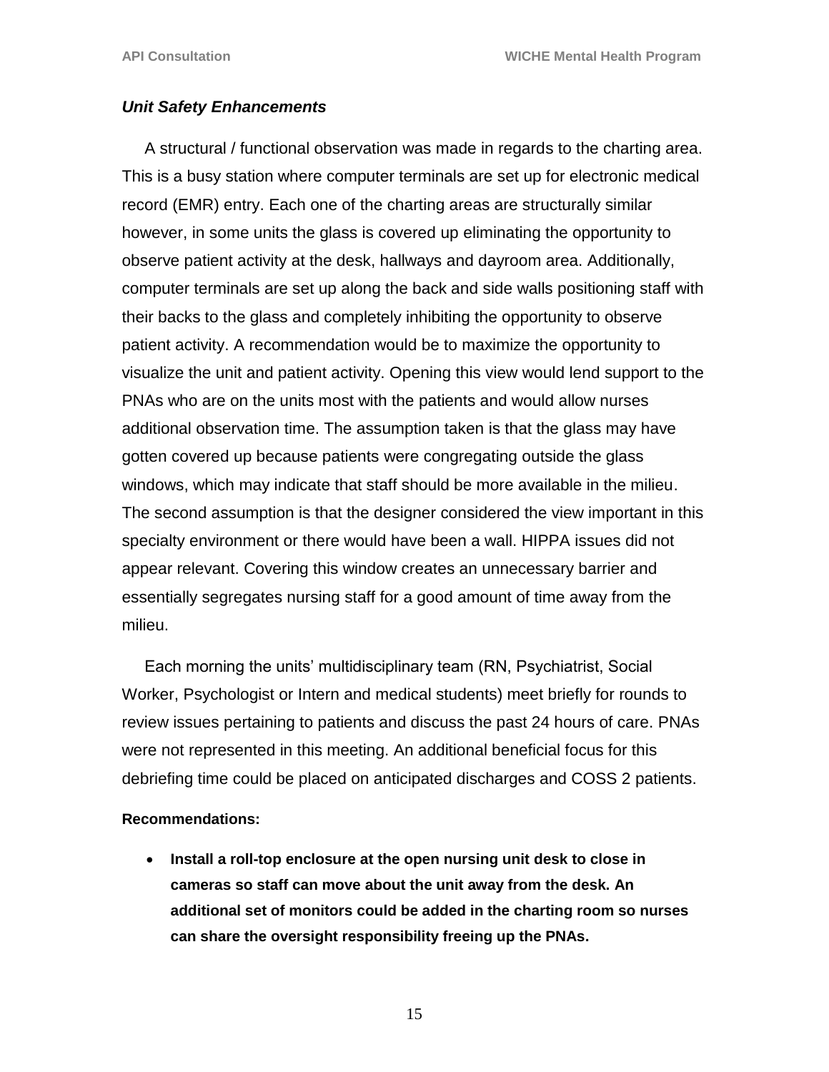### *Unit Safety Enhancements*

A structural / functional observation was made in regards to the charting area. This is a busy station where computer terminals are set up for electronic medical record (EMR) entry. Each one of the charting areas are structurally similar however, in some units the glass is covered up eliminating the opportunity to observe patient activity at the desk, hallways and dayroom area. Additionally, computer terminals are set up along the back and side walls positioning staff with their backs to the glass and completely inhibiting the opportunity to observe patient activity. A recommendation would be to maximize the opportunity to visualize the unit and patient activity. Opening this view would lend support to the PNAs who are on the units most with the patients and would allow nurses additional observation time. The assumption taken is that the glass may have gotten covered up because patients were congregating outside the glass windows, which may indicate that staff should be more available in the milieu. The second assumption is that the designer considered the view important in this specialty environment or there would have been a wall. HIPPA issues did not appear relevant. Covering this window creates an unnecessary barrier and essentially segregates nursing staff for a good amount of time away from the milieu.

Each morning the units' multidisciplinary team (RN, Psychiatrist, Social Worker, Psychologist or Intern and medical students) meet briefly for rounds to review issues pertaining to patients and discuss the past 24 hours of care. PNAs were not represented in this meeting. An additional beneficial focus for this debriefing time could be placed on anticipated discharges and COSS 2 patients.

**Recommendations:**

- **Install a roll-top enclosure at the open nursing unit desk to close in cameras so staff can move about the unit away from the desk. An additional set of monitors could be added in the charting room so nurses can share the oversight responsibility freeing up the PNAs.**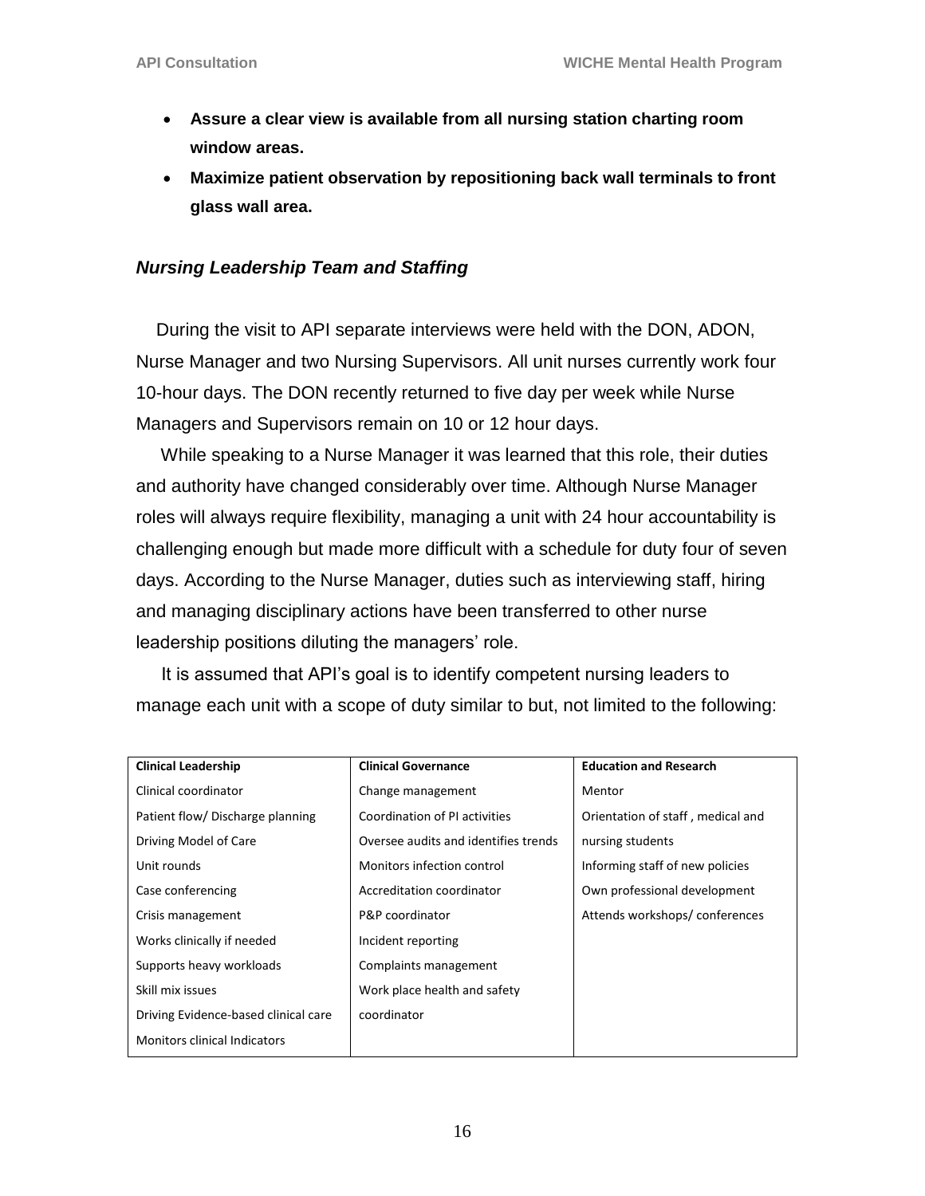- **Assure a clear view is available from all nursing station charting room window areas.**
- **Maximize patient observation by repositioning back wall terminals to front glass wall area.**

### *Nursing Leadership Team and Staffing*

During the visit to API separate interviews were held with the DON, ADON, Nurse Manager and two Nursing Supervisors. All unit nurses currently work four 10-hour days. The DON recently returned to five day per week while Nurse Managers and Supervisors remain on 10 or 12 hour days.

While speaking to a Nurse Manager it was learned that this role, their duties and authority have changed considerably over time. Although Nurse Manager roles will always require flexibility, managing a unit with 24 hour accountability is challenging enough but made more difficult with a schedule for duty four of seven days. According to the Nurse Manager, duties such as interviewing staff, hiring and managing disciplinary actions have been transferred to other nurse leadership positions diluting the managers' role.

It is assumed that API's goal is to identify competent nursing leaders to manage each unit with a scope of duty similar to but, not limited to the following:

| Clinical Leadership | Clinical Governance | Education and Research |
|---|---|---|
| Clinical coordinator | Change management | Mentor |
| Patient flow/ Discharge planning | Coordination of PI activities | Orientation of staff , medical and nursing students |
| Driving Model of Care | Oversee audits and identifies trends | Informing staff of new policies |
| Unit rounds | Monitors infection control | Own professional development |
| Case conferencing | Accreditation coordinator | Attends workshops/ conferences |
| Crisis management | P&P coordinator | |
| Works clinically if needed | Incident reporting | |
| Supports heavy workloads | Complaints management | |
| Skill mix issues | Work place health and safety coordinator | |
| Driving Evidence-based clinical care | | |
| Monitors clinical Indicators | | |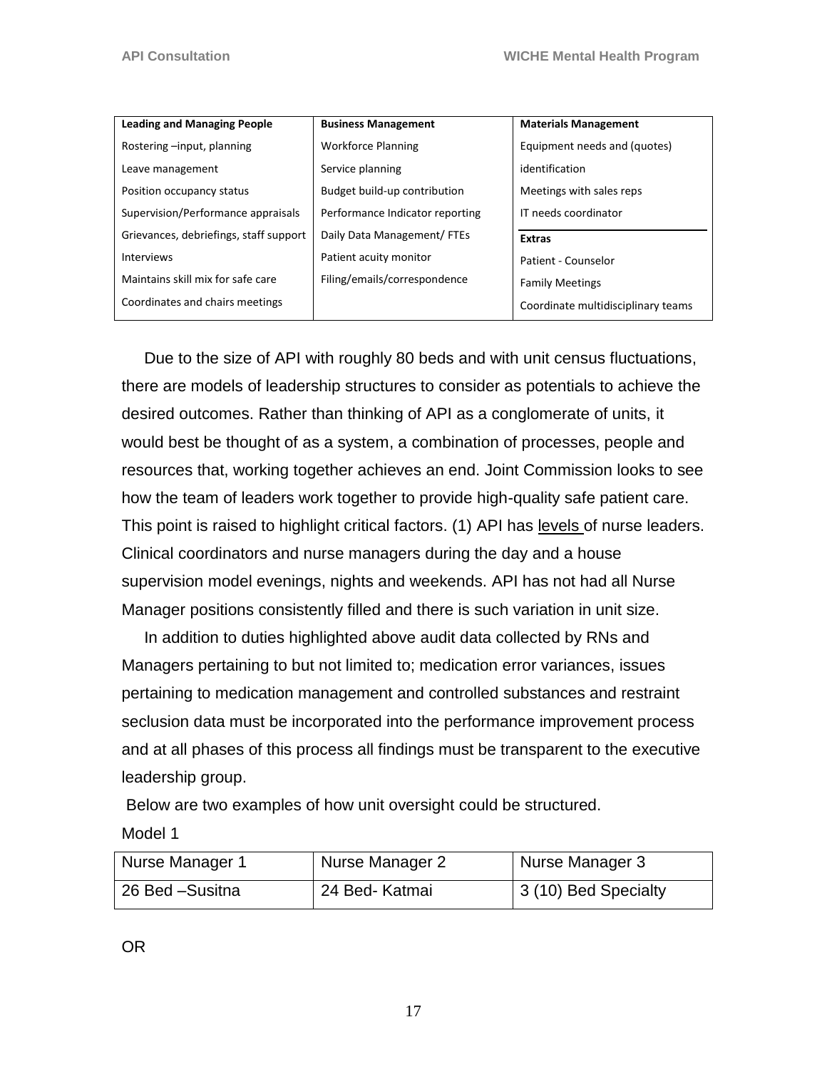| Leading and Managing People | Business Management | Materials Management |
| --- | --- | --- |
| Rostering –input, planning | Workforce Planning | Equipment needs and (quotes) |
| Leave management | Service planning | identification |
| Position occupancy status | Budget build-up contribution | Meetings with sales reps |
| Supervision/Performance appraisals | Performance Indicator reporting | IT needs coordinator |
| Grievances, debriefings, staff support | Daily Data Management/ FTEs | **Extras** |
| Interviews | Patient acuity monitor | Patient - Counselor |
| Maintains skill mix for safe care | Filing/emails/correspondence | Family Meetings |
| Coordinates and chairs meetings | | Coordinate multidisciplinary teams |

Due to the size of API with roughly 80 beds and with unit census fluctuations, there are models of leadership structures to consider as potentials to achieve the desired outcomes. Rather than thinking of API as a conglomerate of units, it would best be thought of as a system, a combination of processes, people and resources that, working together achieves an end. Joint Commission looks to see how the team of leaders work together to provide high-quality safe patient care. This point is raised to highlight critical factors. (1) API has levels of nurse leaders. Clinical coordinators and nurse managers during the day and a house supervision model evenings, nights and weekends. API has not had all Nurse Manager positions consistently filled and there is such variation in unit size.

In addition to duties highlighted above audit data collected by RNs and Managers pertaining to but not limited to; medication error variances, issues pertaining to medication management and controlled substances and restraint seclusion data must be incorporated into the performance improvement process and at all phases of this process all findings must be transparent to the executive leadership group.

Below are two examples of how unit oversight could be structured.

Model 1

| Nurse Manager 1 | Nurse Manager 2 | Nurse Manager 3 |
| --- | --- | --- |
| 26 Bed –Susitna | 24 Bed- Katmai | 3 (10) Bed Specialty |

OR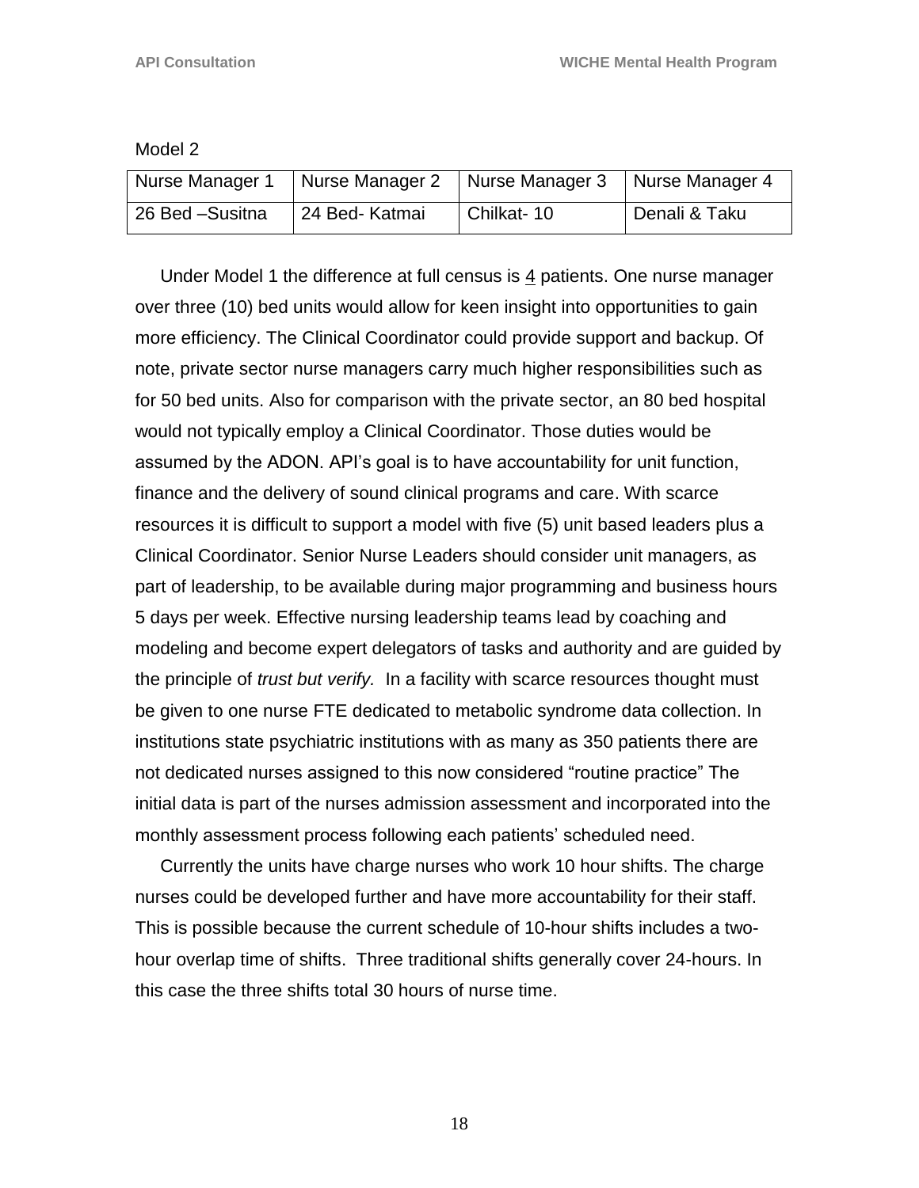Model 2

| Nurse Manager 1 | Nurse Manager 2 | Nurse Manager 3 | Nurse Manager 4 |
|---|---|---|---|
| 26 Bed –Susitna | 24 Bed- Katmai | Chilkat- 10 | Denali & Taku |

Under Model 1 the difference at full census is 4 patients. One nurse manager over three (10) bed units would allow for keen insight into opportunities to gain more efficiency. The Clinical Coordinator could provide support and backup. Of note, private sector nurse managers carry much higher responsibilities such as for 50 bed units. Also for comparison with the private sector, an 80 bed hospital would not typically employ a Clinical Coordinator. Those duties would be assumed by the ADON. API's goal is to have accountability for unit function, finance and the delivery of sound clinical programs and care. With scarce resources it is difficult to support a model with five (5) unit based leaders plus a Clinical Coordinator. Senior Nurse Leaders should consider unit managers, as part of leadership, to be available during major programming and business hours 5 days per week. Effective nursing leadership teams lead by coaching and modeling and become expert delegators of tasks and authority and are guided by the principle of *trust but verify.* In a facility with scarce resources thought must be given to one nurse FTE dedicated to metabolic syndrome data collection. In institutions state psychiatric institutions with as many as 350 patients there are not dedicated nurses assigned to this now considered "routine practice" The initial data is part of the nurses admission assessment and incorporated into the monthly assessment process following each patients' scheduled need.

Currently the units have charge nurses who work 10 hour shifts. The charge nurses could be developed further and have more accountability for their staff. This is possible because the current schedule of 10-hour shifts includes a two-hour overlap time of shifts. Three traditional shifts generally cover 24-hours. In this case the three shifts total 30 hours of nurse time.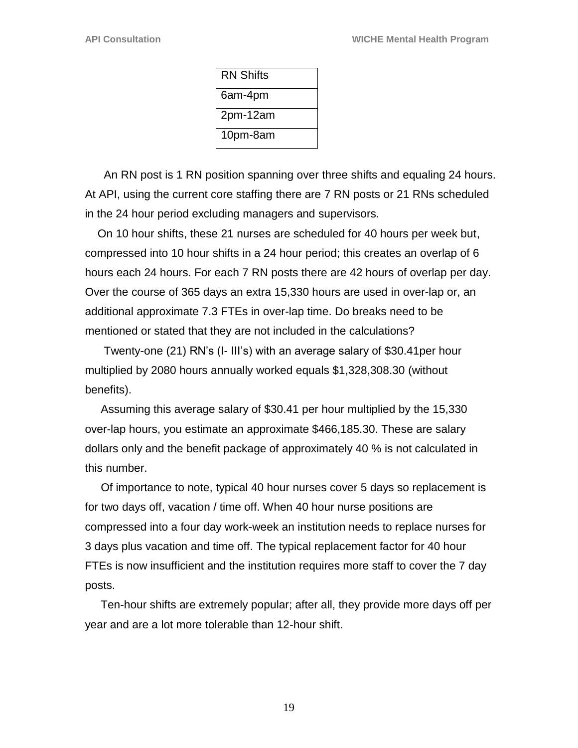| RN Shifts |
| --- |
| 6am-4pm |
| 2pm-12am |
| 10pm-8am |

An RN post is 1 RN position spanning over three shifts and equaling 24 hours. At API, using the current core staffing there are 7 RN posts or 21 RNs scheduled in the 24 hour period excluding managers and supervisors.

On 10 hour shifts, these 21 nurses are scheduled for 40 hours per week but, compressed into 10 hour shifts in a 24 hour period; this creates an overlap of 6 hours each 24 hours. For each 7 RN posts there are 42 hours of overlap per day. Over the course of 365 days an extra 15,330 hours are used in over-lap or, an additional approximate 7.3 FTEs in over-lap time. Do breaks need to be mentioned or stated that they are not included in the calculations?

Twenty-one (21) RN's (I- III's) with an average salary of $30.41per hour multiplied by 2080 hours annually worked equals $1,328,308.30 (without benefits).

Assuming this average salary of $30.41 per hour multiplied by the 15,330 over-lap hours, you estimate an approximate $466,185.30. These are salary dollars only and the benefit package of approximately 40 % is not calculated in this number.

Of importance to note, typical 40 hour nurses cover 5 days so replacement is for two days off, vacation / time off. When 40 hour nurse positions are compressed into a four day work-week an institution needs to replace nurses for 3 days plus vacation and time off. The typical replacement factor for 40 hour FTEs is now insufficient and the institution requires more staff to cover the 7 day posts.

Ten-hour shifts are extremely popular; after all, they provide more days off per year and are a lot more tolerable than 12-hour shift.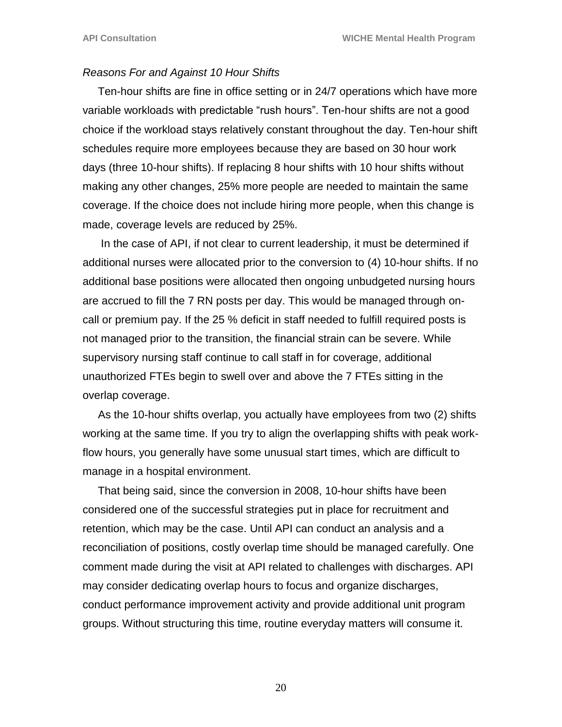*Reasons For and Against 10 Hour Shifts*

Ten-hour shifts are fine in office setting or in 24/7 operations which have more variable workloads with predictable "rush hours". Ten-hour shifts are not a good choice if the workload stays relatively constant throughout the day. Ten-hour shift schedules require more employees because they are based on 30 hour work days (three 10-hour shifts). If replacing 8 hour shifts with 10 hour shifts without making any other changes, 25% more people are needed to maintain the same coverage. If the choice does not include hiring more people, when this change is made, coverage levels are reduced by 25%.

In the case of API, if not clear to current leadership, it must be determined if additional nurses were allocated prior to the conversion to (4) 10-hour shifts. If no additional base positions were allocated then ongoing unbudgeted nursing hours are accrued to fill the 7 RN posts per day. This would be managed through on-call or premium pay. If the 25 % deficit in staff needed to fulfill required posts is not managed prior to the transition, the financial strain can be severe. While supervisory nursing staff continue to call staff in for coverage, additional unauthorized FTEs begin to swell over and above the 7 FTEs sitting in the overlap coverage.

As the 10-hour shifts overlap, you actually have employees from two (2) shifts working at the same time. If you try to align the overlapping shifts with peak work-flow hours, you generally have some unusual start times, which are difficult to manage in a hospital environment.

That being said, since the conversion in 2008, 10-hour shifts have been considered one of the successful strategies put in place for recruitment and retention, which may be the case. Until API can conduct an analysis and a reconciliation of positions, costly overlap time should be managed carefully. One comment made during the visit at API related to challenges with discharges. API may consider dedicating overlap hours to focus and organize discharges, conduct performance improvement activity and provide additional unit program groups. Without structuring this time, routine everyday matters will consume it.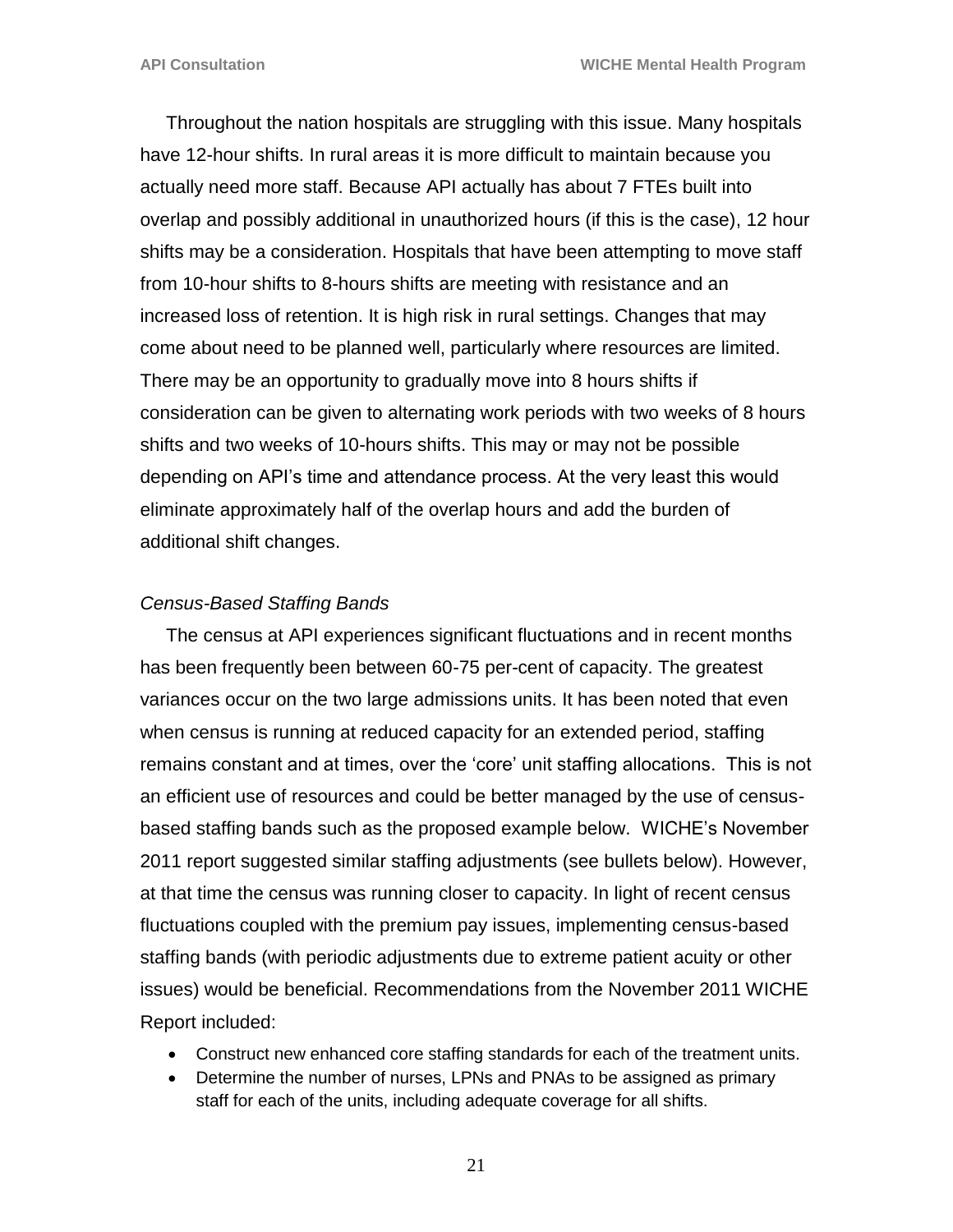Throughout the nation hospitals are struggling with this issue. Many hospitals have 12-hour shifts. In rural areas it is more difficult to maintain because you actually need more staff. Because API actually has about 7 FTEs built into overlap and possibly additional in unauthorized hours (if this is the case), 12 hour shifts may be a consideration. Hospitals that have been attempting to move staff from 10-hour shifts to 8-hours shifts are meeting with resistance and an increased loss of retention. It is high risk in rural settings. Changes that may come about need to be planned well, particularly where resources are limited. There may be an opportunity to gradually move into 8 hours shifts if consideration can be given to alternating work periods with two weeks of 8 hours shifts and two weeks of 10-hours shifts. This may or may not be possible depending on API's time and attendance process. At the very least this would eliminate approximately half of the overlap hours and add the burden of additional shift changes.

*Census-Based Staffing Bands*

The census at API experiences significant fluctuations and in recent months has been frequently been between 60-75 per-cent of capacity. The greatest variances occur on the two large admissions units. It has been noted that even when census is running at reduced capacity for an extended period, staffing remains constant and at times, over the 'core' unit staffing allocations. This is not an efficient use of resources and could be better managed by the use of census-based staffing bands such as the proposed example below. WICHE's November 2011 report suggested similar staffing adjustments (see bullets below). However, at that time the census was running closer to capacity. In light of recent census fluctuations coupled with the premium pay issues, implementing census-based staffing bands (with periodic adjustments due to extreme patient acuity or other issues) would be beneficial. Recommendations from the November 2011 WICHE Report included:

- Construct new enhanced core staffing standards for each of the treatment units.
- Determine the number of nurses, LPNs and PNAs to be assigned as primary staff for each of the units, including adequate coverage for all shifts.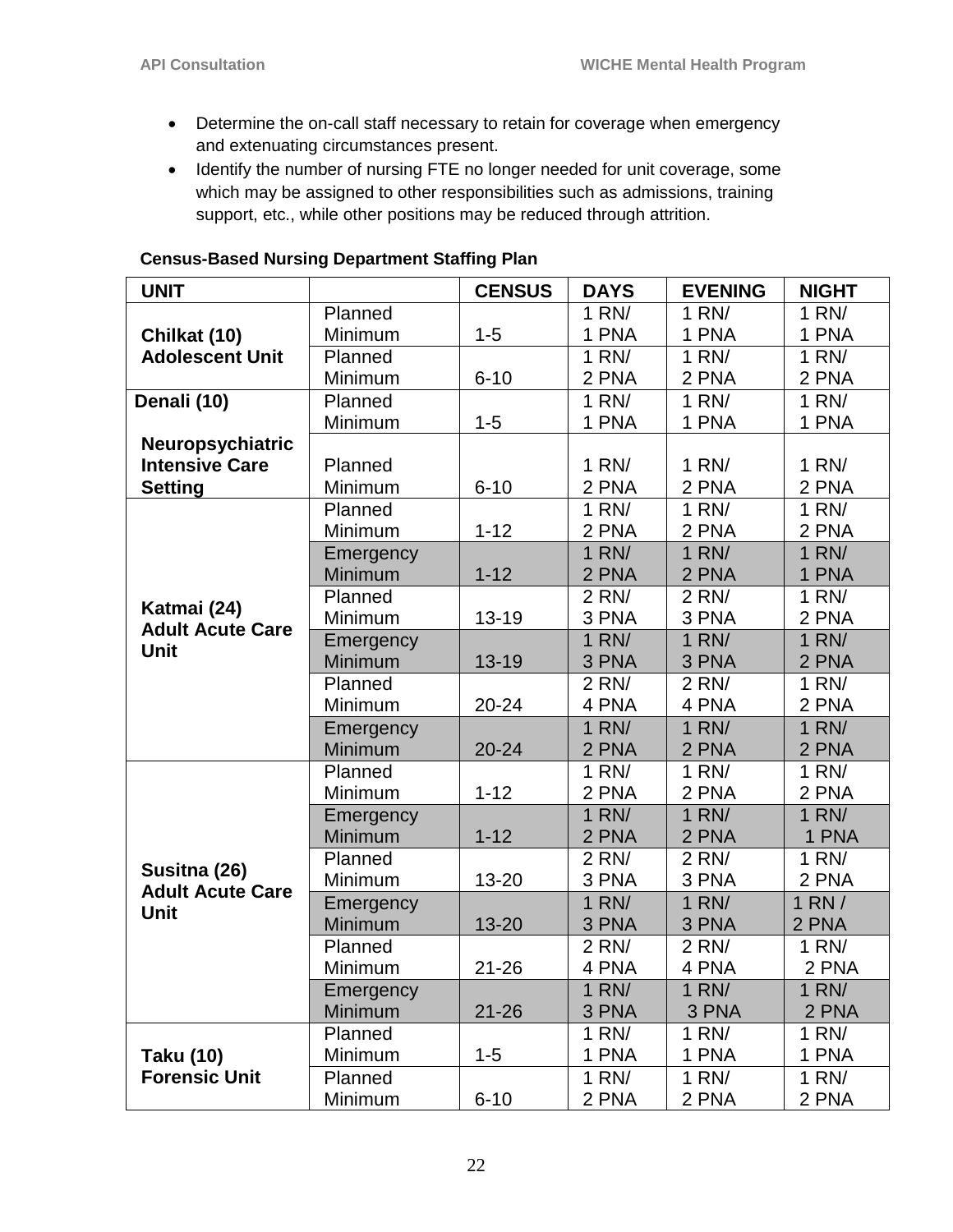- Determine the on-call staff necessary to retain for coverage when emergency and extenuating circumstances present.
- Identify the number of nursing FTE no longer needed for unit coverage, some which may be assigned to other responsibilities such as admissions, training support, etc., while other positions may be reduced through attrition.

**Census-Based Nursing Department Staffing Plan**

| UNIT | | CENSUS | DAYS | EVENING | NIGHT |
|---|---|---|---|---|---|
| Chilkat (10) Adolescent Unit | Planned Minimum | 1-5 | 1 RN/ 1 PNA | 1 RN/ 1 PNA | 1 RN/ 1 PNA |
| | Planned Minimum | 6-10 | 1 RN/ 2 PNA | 1 RN/ 2 PNA | 1 RN/ 2 PNA |
| Denali (10) Neuropsychiatric Intensive Care Setting | Planned Minimum | 1-5 | 1 RN/ 1 PNA | 1 RN/ 1 PNA | 1 RN/ 1 PNA |
| | Planned Minimum | 6-10 | 1 RN/ 2 PNA | 1 RN/ 2 PNA | 1 RN/ 2 PNA |
| Katmai (24) Adult Acute Care Unit | Planned Minimum | 1-12 | 1 RN/ 2 PNA | 1 RN/ 2 PNA | 1 RN/ 2 PNA |
| | Emergency Minimum | 1-12 | 1 RN/ 2 PNA | 1 RN/ 2 PNA | 1 RN/ 1 PNA |
| | Planned Minimum | 13-19 | 2 RN/ 3 PNA | 2 RN/ 3 PNA | 1 RN/ 2 PNA |
| | Emergency Minimum | 13-19 | 1 RN/ 3 PNA | 1 RN/ 3 PNA | 1 RN/ 2 PNA |
| | Planned Minimum | 20-24 | 2 RN/ 4 PNA | 2 RN/ 4 PNA | 1 RN/ 2 PNA |
| | Emergency Minimum | 20-24 | 1 RN/ 2 PNA | 1 RN/ 2 PNA | 1 RN/ 2 PNA |
| Susitna (26) Adult Acute Care Unit | Planned Minimum | 1-12 | 1 RN/ 2 PNA | 1 RN/ 2 PNA | 1 RN/ 2 PNA |
| | Emergency Minimum | 1-12 | 1 RN/ 2 PNA | 1 RN/ 2 PNA | 1 RN/ 1 PNA |
| | Planned Minimum | 13-20 | 2 RN/ 3 PNA | 2 RN/ 3 PNA | 1 RN/ 2 PNA |
| | Emergency Minimum | 13-20 | 1 RN/ 3 PNA | 1 RN/ 3 PNA | 1 RN / 2 PNA |
| | Planned Minimum | 21-26 | 2 RN/ 4 PNA | 2 RN/ 4 PNA | 1 RN/ 2 PNA |
| | Emergency Minimum | 21-26 | 1 RN/ 3 PNA | 1 RN/ 3 PNA | 1 RN/ 2 PNA |
| Taku (10) Forensic Unit | Planned Minimum | 1-5 | 1 RN/ 1 PNA | 1 RN/ 1 PNA | 1 RN/ 1 PNA |
| | Planned Minimum | 6-10 | 1 RN/ 2 PNA | 1 RN/ 2 PNA | 1 RN/ 2 PNA |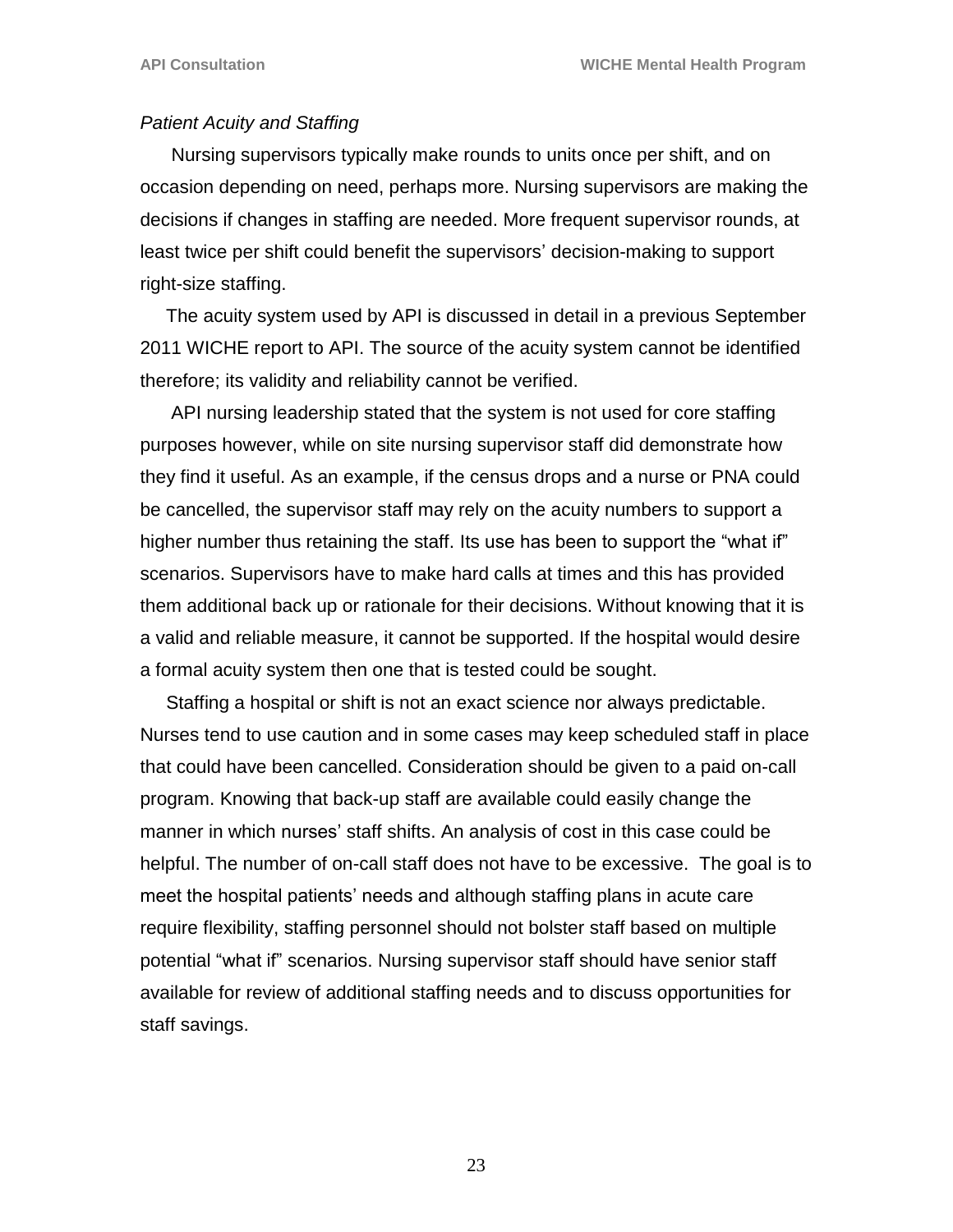*Patient Acuity and Staffing*

Nursing supervisors typically make rounds to units once per shift, and on occasion depending on need, perhaps more. Nursing supervisors are making the decisions if changes in staffing are needed. More frequent supervisor rounds, at least twice per shift could benefit the supervisors' decision-making to support right-size staffing.

The acuity system used by API is discussed in detail in a previous September 2011 WICHE report to API. The source of the acuity system cannot be identified therefore; its validity and reliability cannot be verified.

API nursing leadership stated that the system is not used for core staffing purposes however, while on site nursing supervisor staff did demonstrate how they find it useful. As an example, if the census drops and a nurse or PNA could be cancelled, the supervisor staff may rely on the acuity numbers to support a higher number thus retaining the staff. Its use has been to support the "what if" scenarios. Supervisors have to make hard calls at times and this has provided them additional back up or rationale for their decisions. Without knowing that it is a valid and reliable measure, it cannot be supported. If the hospital would desire a formal acuity system then one that is tested could be sought.

Staffing a hospital or shift is not an exact science nor always predictable. Nurses tend to use caution and in some cases may keep scheduled staff in place that could have been cancelled. Consideration should be given to a paid on-call program. Knowing that back-up staff are available could easily change the manner in which nurses' staff shifts. An analysis of cost in this case could be helpful. The number of on-call staff does not have to be excessive. The goal is to meet the hospital patients' needs and although staffing plans in acute care require flexibility, staffing personnel should not bolster staff based on multiple potential "what if" scenarios. Nursing supervisor staff should have senior staff available for review of additional staffing needs and to discuss opportunities for staff savings.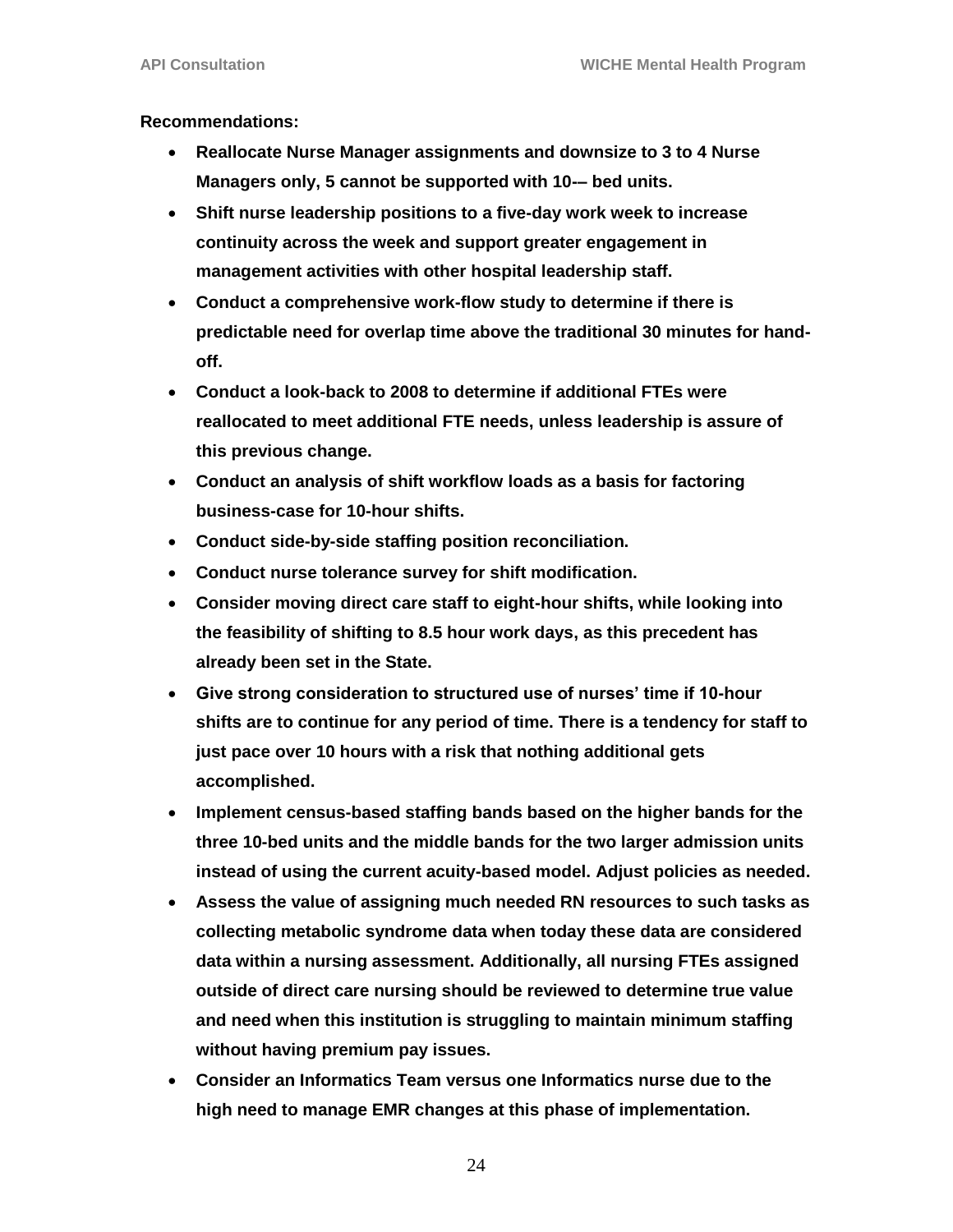**Recommendations:**

- **Reallocate Nurse Manager assignments and downsize to 3 to 4 Nurse Managers only, 5 cannot be supported with 10-– bed units.**
- **Shift nurse leadership positions to a five-day work week to increase continuity across the week and support greater engagement in management activities with other hospital leadership staff.**
- **Conduct a comprehensive work-flow study to determine if there is predictable need for overlap time above the traditional 30 minutes for hand-off.**
- **Conduct a look-back to 2008 to determine if additional FTEs were reallocated to meet additional FTE needs, unless leadership is assure of this previous change.**
- **Conduct an analysis of shift workflow loads as a basis for factoring business-case for 10-hour shifts.**
- **Conduct side-by-side staffing position reconciliation.**
- **Conduct nurse tolerance survey for shift modification.**
- **Consider moving direct care staff to eight-hour shifts, while looking into the feasibility of shifting to 8.5 hour work days, as this precedent has already been set in the State.**
- **Give strong consideration to structured use of nurses' time if 10-hour shifts are to continue for any period of time. There is a tendency for staff to just pace over 10 hours with a risk that nothing additional gets accomplished.**
- **Implement census-based staffing bands based on the higher bands for the three 10-bed units and the middle bands for the two larger admission units instead of using the current acuity-based model. Adjust policies as needed.**
- **Assess the value of assigning much needed RN resources to such tasks as collecting metabolic syndrome data when today these data are considered data within a nursing assessment. Additionally, all nursing FTEs assigned outside of direct care nursing should be reviewed to determine true value and need when this institution is struggling to maintain minimum staffing without having premium pay issues.**
- **Consider an Informatics Team versus one Informatics nurse due to the high need to manage EMR changes at this phase of implementation.**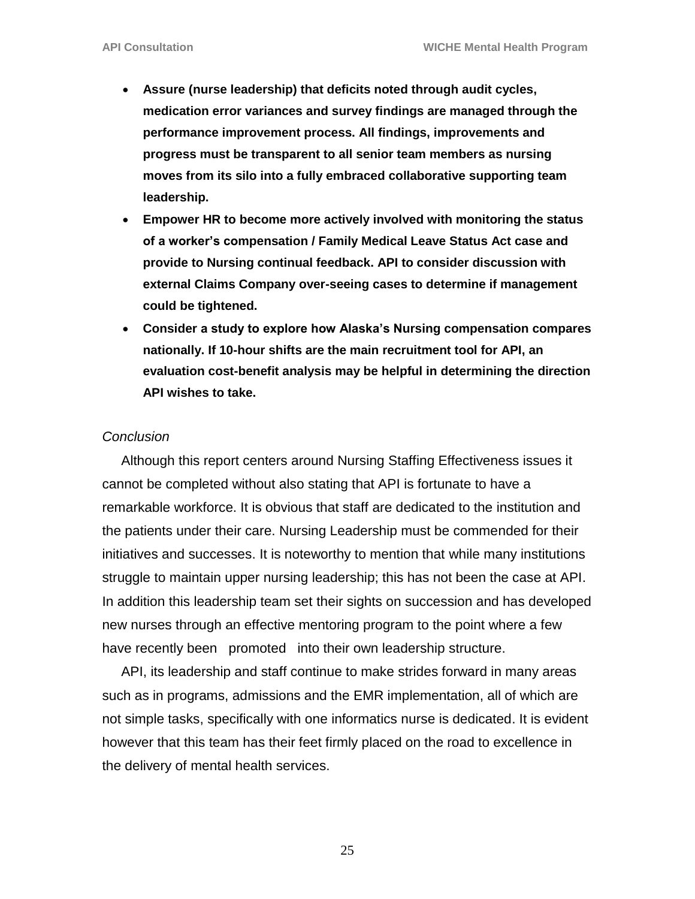- **Assure (nurse leadership) that deficits noted through audit cycles, medication error variances and survey findings are managed through the performance improvement process. All findings, improvements and progress must be transparent to all senior team members as nursing moves from its silo into a fully embraced collaborative supporting team leadership.**
- **Empower HR to become more actively involved with monitoring the status of a worker's compensation / Family Medical Leave Status Act case and provide to Nursing continual feedback. API to consider discussion with external Claims Company over-seeing cases to determine if management could be tightened.**
- **Consider a study to explore how Alaska's Nursing compensation compares nationally. If 10-hour shifts are the main recruitment tool for API, an evaluation cost-benefit analysis may be helpful in determining the direction API wishes to take.**

*Conclusion*

Although this report centers around Nursing Staffing Effectiveness issues it cannot be completed without also stating that API is fortunate to have a remarkable workforce. It is obvious that staff are dedicated to the institution and the patients under their care. Nursing Leadership must be commended for their initiatives and successes. It is noteworthy to mention that while many institutions struggle to maintain upper nursing leadership; this has not been the case at API. In addition this leadership team set their sights on succession and has developed new nurses through an effective mentoring program to the point where a few have recently been promoted into their own leadership structure.

API, its leadership and staff continue to make strides forward in many areas such as in programs, admissions and the EMR implementation, all of which are not simple tasks, specifically with one informatics nurse is dedicated. It is evident however that this team has their feet firmly placed on the road to excellence in the delivery of mental health services.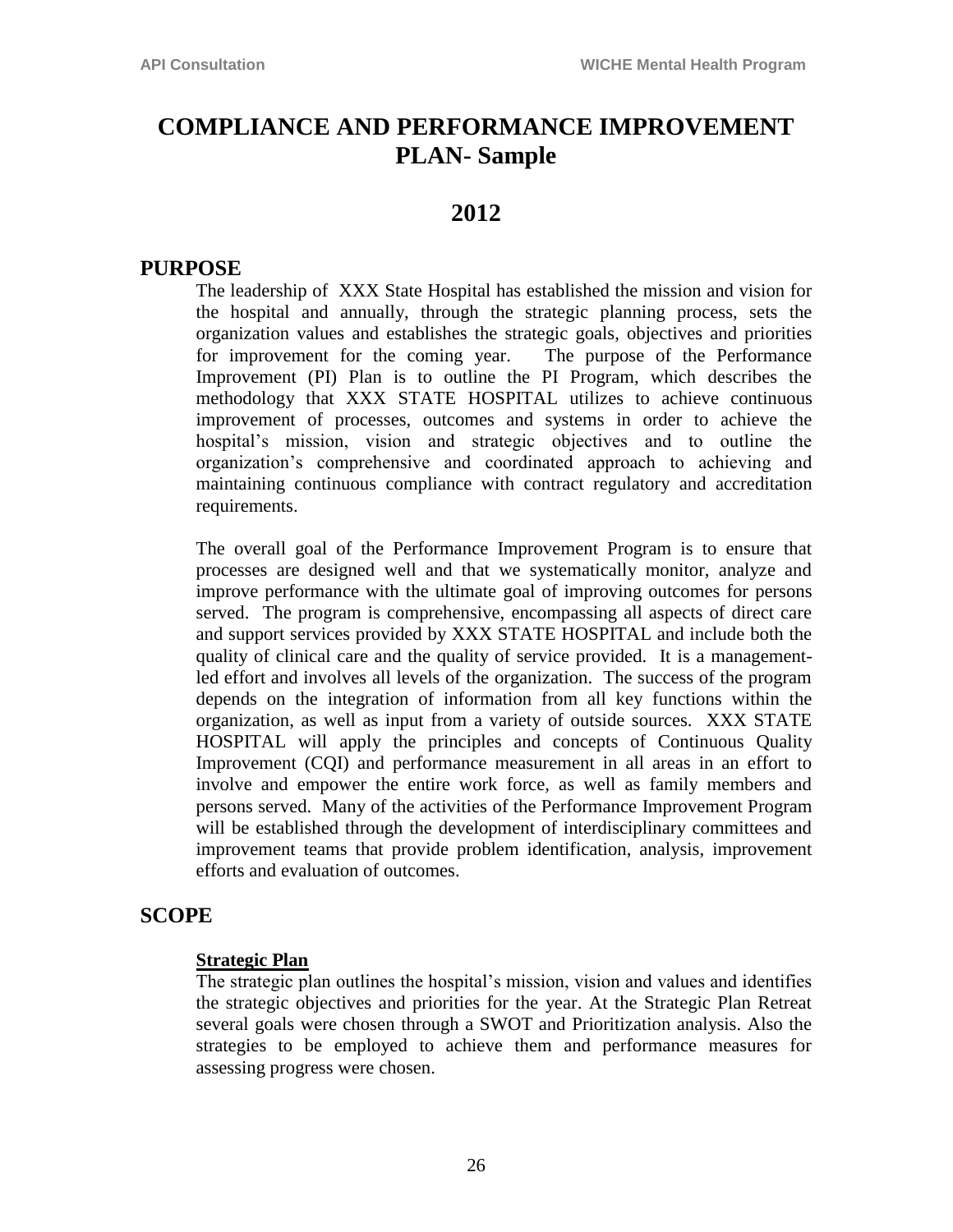# COMPLIANCE AND PERFORMANCE IMPROVEMENT PLAN- Sample

# 2012

## PURPOSE

The leadership of XXX State Hospital has established the mission and vision for the hospital and annually, through the strategic planning process, sets the organization values and establishes the strategic goals, objectives and priorities for improvement for the coming year. The purpose of the Performance Improvement (PI) Plan is to outline the PI Program, which describes the methodology that XXX STATE HOSPITAL utilizes to achieve continuous improvement of processes, outcomes and systems in order to achieve the hospital's mission, vision and strategic objectives and to outline the organization's comprehensive and coordinated approach to achieving and maintaining continuous compliance with contract regulatory and accreditation requirements.

The overall goal of the Performance Improvement Program is to ensure that processes are designed well and that we systematically monitor, analyze and improve performance with the ultimate goal of improving outcomes for persons served. The program is comprehensive, encompassing all aspects of direct care and support services provided by XXX STATE HOSPITAL and include both the quality of clinical care and the quality of service provided. It is a management-led effort and involves all levels of the organization. The success of the program depends on the integration of information from all key functions within the organization, as well as input from a variety of outside sources. XXX STATE HOSPITAL will apply the principles and concepts of Continuous Quality Improvement (CQI) and performance measurement in all areas in an effort to involve and empower the entire work force, as well as family members and persons served. Many of the activities of the Performance Improvement Program will be established through the development of interdisciplinary committees and improvement teams that provide problem identification, analysis, improvement efforts and evaluation of outcomes.

## SCOPE

### Strategic Plan

The strategic plan outlines the hospital's mission, vision and values and identifies the strategic objectives and priorities for the year. At the Strategic Plan Retreat several goals were chosen through a SWOT and Prioritization analysis. Also the strategies to be employed to achieve them and performance measures for assessing progress were chosen.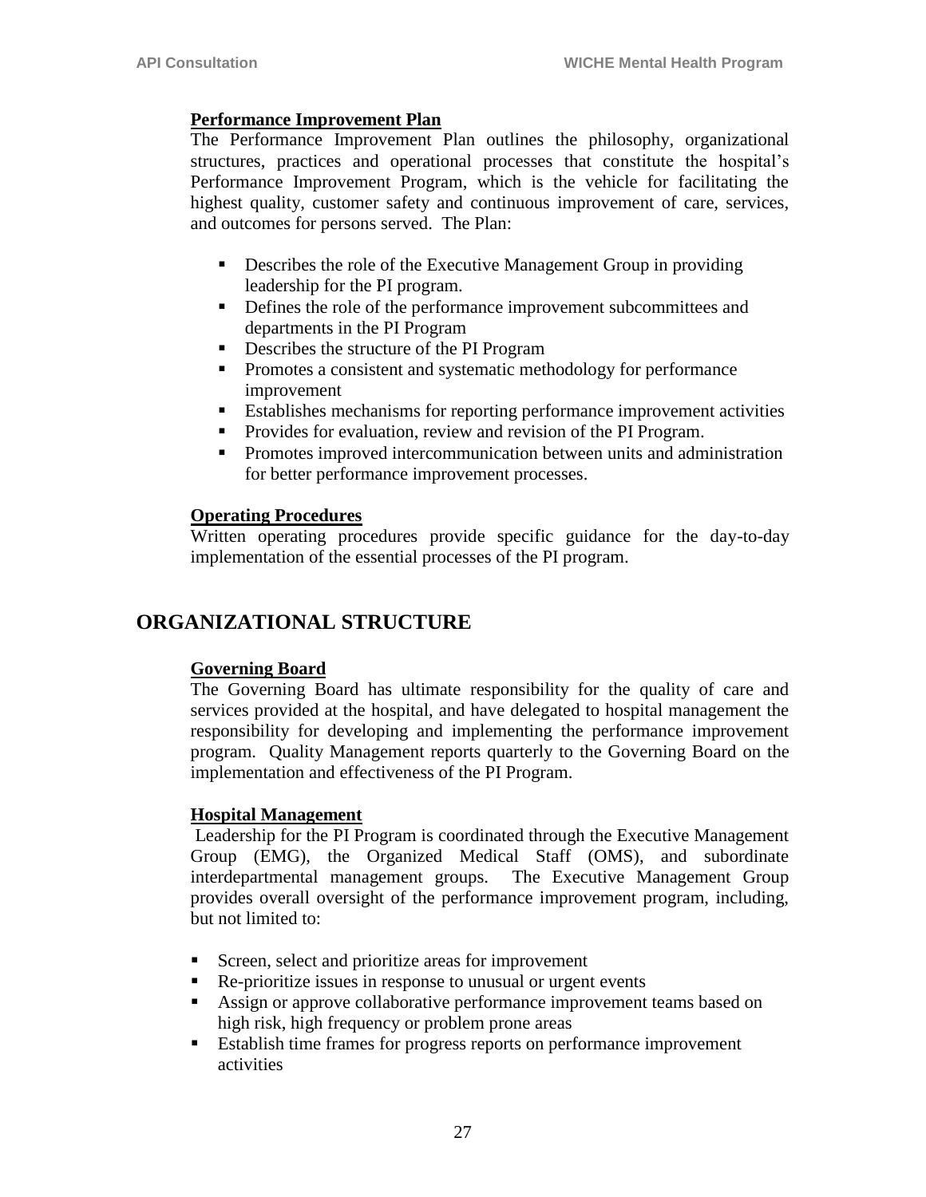**Performance Improvement Plan**

The Performance Improvement Plan outlines the philosophy, organizational structures, practices and operational processes that constitute the hospital's Performance Improvement Program, which is the vehicle for facilitating the highest quality, customer safety and continuous improvement of care, services, and outcomes for persons served. The Plan:

- Describes the role of the Executive Management Group in providing leadership for the PI program.
- Defines the role of the performance improvement subcommittees and departments in the PI Program
- Describes the structure of the PI Program
- Promotes a consistent and systematic methodology for performance improvement
- Establishes mechanisms for reporting performance improvement activities
- Provides for evaluation, review and revision of the PI Program.
- Promotes improved intercommunication between units and administration for better performance improvement processes.

**Operating Procedures**

Written operating procedures provide specific guidance for the day-to-day implementation of the essential processes of the PI program.

## ORGANIZATIONAL STRUCTURE

**Governing Board**

The Governing Board has ultimate responsibility for the quality of care and services provided at the hospital, and have delegated to hospital management the responsibility for developing and implementing the performance improvement program. Quality Management reports quarterly to the Governing Board on the implementation and effectiveness of the PI Program.

**Hospital Management**

Leadership for the PI Program is coordinated through the Executive Management Group (EMG), the Organized Medical Staff (OMS), and subordinate interdepartmental management groups. The Executive Management Group provides overall oversight of the performance improvement program, including, but not limited to:

- Screen, select and prioritize areas for improvement
- Re-prioritize issues in response to unusual or urgent events
- Assign or approve collaborative performance improvement teams based on high risk, high frequency or problem prone areas
- Establish time frames for progress reports on performance improvement activities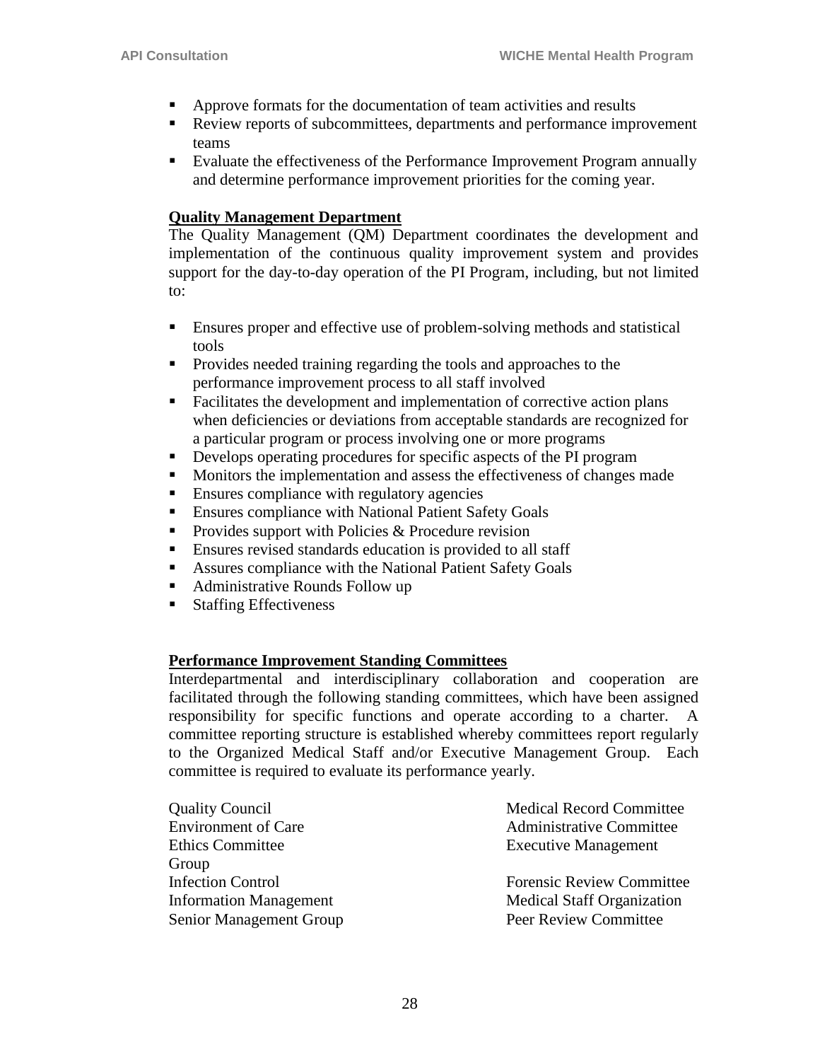- Approve formats for the documentation of team activities and results
- Review reports of subcommittees, departments and performance improvement teams
- Evaluate the effectiveness of the Performance Improvement Program annually and determine performance improvement priorities for the coming year.

**Quality Management Department**

The Quality Management (QM) Department coordinates the development and implementation of the continuous quality improvement system and provides support for the day-to-day operation of the PI Program, including, but not limited to:

- Ensures proper and effective use of problem-solving methods and statistical tools
- Provides needed training regarding the tools and approaches to the performance improvement process to all staff involved
- Facilitates the development and implementation of corrective action plans when deficiencies or deviations from acceptable standards are recognized for a particular program or process involving one or more programs
- Develops operating procedures for specific aspects of the PI program
- Monitors the implementation and assess the effectiveness of changes made
- Ensures compliance with regulatory agencies
- Ensures compliance with National Patient Safety Goals
- Provides support with Policies & Procedure revision
- Ensures revised standards education is provided to all staff
- Assures compliance with the National Patient Safety Goals
- Administrative Rounds Follow up
- Staffing Effectiveness

**Performance Improvement Standing Committees**

Interdepartmental and interdisciplinary collaboration and cooperation are facilitated through the following standing committees, which have been assigned responsibility for specific functions and operate according to a charter. A committee reporting structure is established whereby committees report regularly to the Organized Medical Staff and/or Executive Management Group. Each committee is required to evaluate its performance yearly.

Quality Council
Environment of Care
Ethics Committee
Infection Control
Information Management
Senior Management Group
Medical Record Committee
Administrative Committee
Executive Management Group
Forensic Review Committee
Medical Staff Organization
Peer Review Committee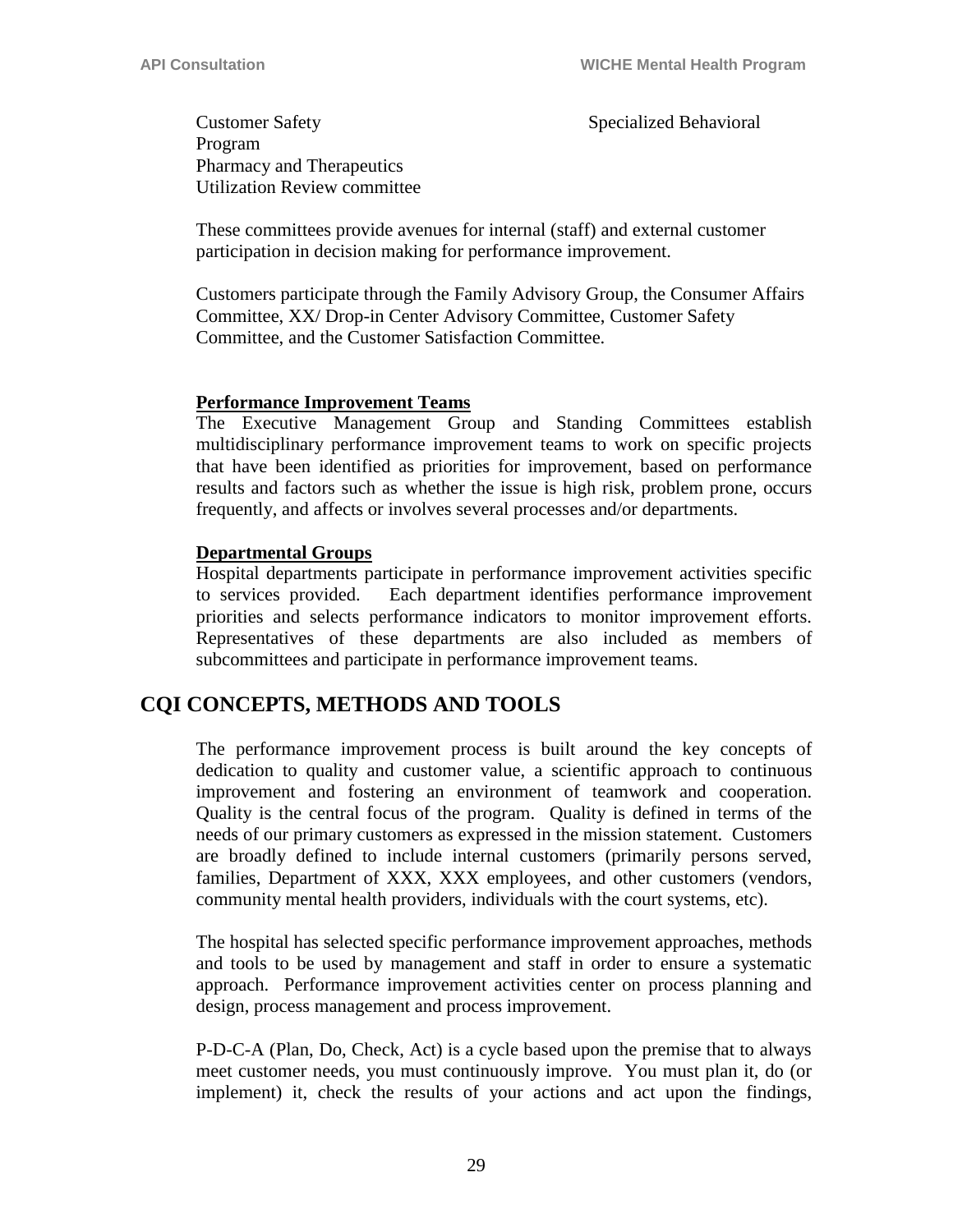Customer Safety
Specialized Behavioral Program
Pharmacy and Therapeutics
Utilization Review committee

These committees provide avenues for internal (staff) and external customer participation in decision making for performance improvement.

Customers participate through the Family Advisory Group, the Consumer Affairs Committee, XX/ Drop-in Center Advisory Committee, Customer Safety Committee, and the Customer Satisfaction Committee.

**Performance Improvement Teams**

The Executive Management Group and Standing Committees establish multidisciplinary performance improvement teams to work on specific projects that have been identified as priorities for improvement, based on performance results and factors such as whether the issue is high risk, problem prone, occurs frequently, and affects or involves several processes and/or departments.

**Departmental Groups**

Hospital departments participate in performance improvement activities specific to services provided. Each department identifies performance improvement priorities and selects performance indicators to monitor improvement efforts. Representatives of these departments are also included as members of subcommittees and participate in performance improvement teams.

## CQI CONCEPTS, METHODS AND TOOLS

The performance improvement process is built around the key concepts of dedication to quality and customer value, a scientific approach to continuous improvement and fostering an environment of teamwork and cooperation. Quality is the central focus of the program. Quality is defined in terms of the needs of our primary customers as expressed in the mission statement. Customers are broadly defined to include internal customers (primarily persons served, families, Department of XXX, XXX employees, and other customers (vendors, community mental health providers, individuals with the court systems, etc).

The hospital has selected specific performance improvement approaches, methods and tools to be used by management and staff in order to ensure a systematic approach. Performance improvement activities center on process planning and design, process management and process improvement.

P-D-C-A (Plan, Do, Check, Act) is a cycle based upon the premise that to always meet customer needs, you must continuously improve. You must plan it, do (or implement) it, check the results of your actions and act upon the findings,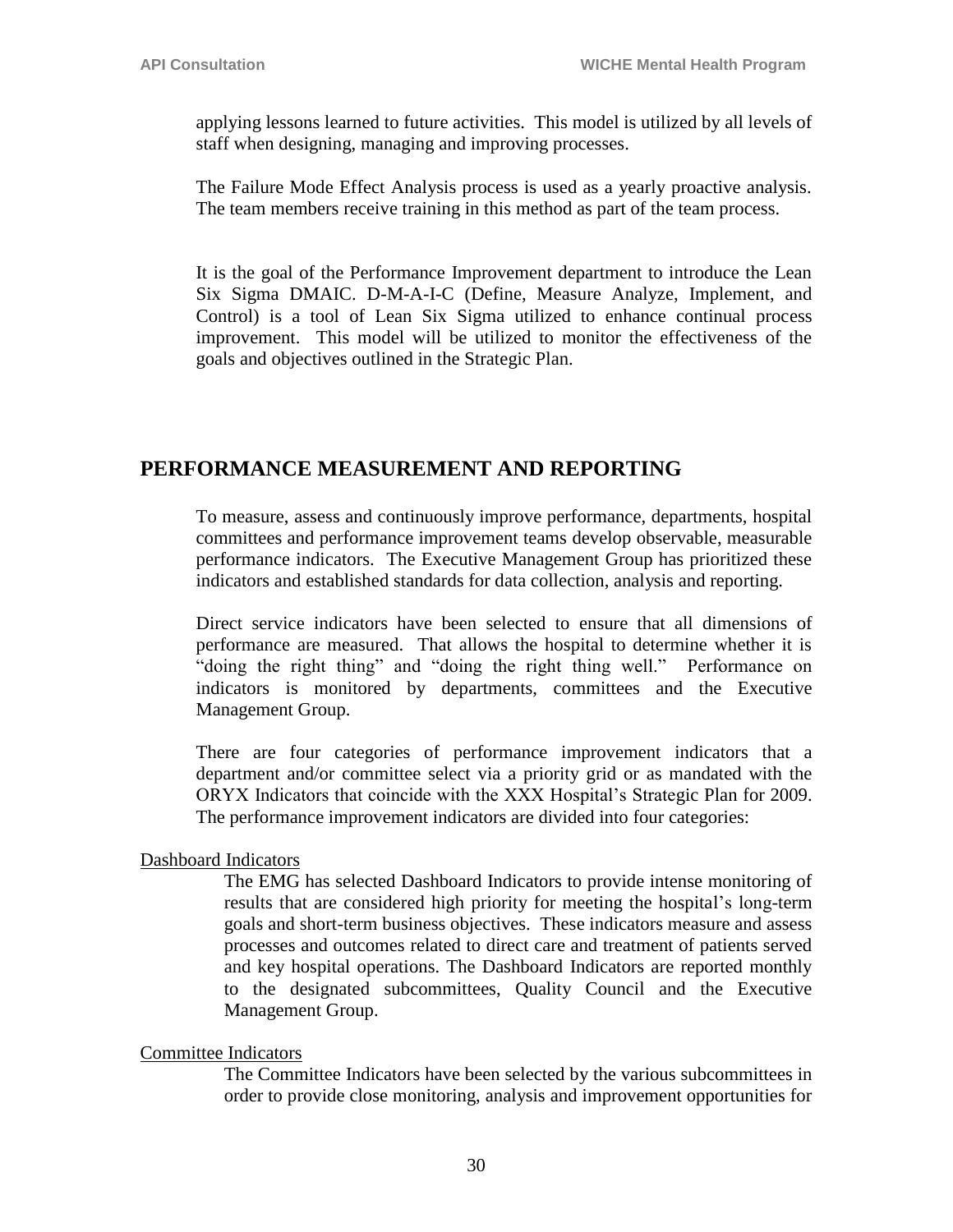applying lessons learned to future activities. This model is utilized by all levels of staff when designing, managing and improving processes.

The Failure Mode Effect Analysis process is used as a yearly proactive analysis. The team members receive training in this method as part of the team process.

It is the goal of the Performance Improvement department to introduce the Lean Six Sigma DMAIC. D-M-A-I-C (Define, Measure Analyze, Implement, and Control) is a tool of Lean Six Sigma utilized to enhance continual process improvement. This model will be utilized to monitor the effectiveness of the goals and objectives outlined in the Strategic Plan.

## PERFORMANCE MEASUREMENT AND REPORTING

To measure, assess and continuously improve performance, departments, hospital committees and performance improvement teams develop observable, measurable performance indicators. The Executive Management Group has prioritized these indicators and established standards for data collection, analysis and reporting.

Direct service indicators have been selected to ensure that all dimensions of performance are measured. That allows the hospital to determine whether it is "doing the right thing" and "doing the right thing well." Performance on indicators is monitored by departments, committees and the Executive Management Group.

There are four categories of performance improvement indicators that a department and/or committee select via a priority grid or as mandated with the ORYX Indicators that coincide with the XXX Hospital's Strategic Plan for 2009. The performance improvement indicators are divided into four categories:

Dashboard Indicators

The EMG has selected Dashboard Indicators to provide intense monitoring of results that are considered high priority for meeting the hospital's long-term goals and short-term business objectives. These indicators measure and assess processes and outcomes related to direct care and treatment of patients served and key hospital operations. The Dashboard Indicators are reported monthly to the designated subcommittees, Quality Council and the Executive Management Group.

Committee Indicators

The Committee Indicators have been selected by the various subcommittees in order to provide close monitoring, analysis and improvement opportunities for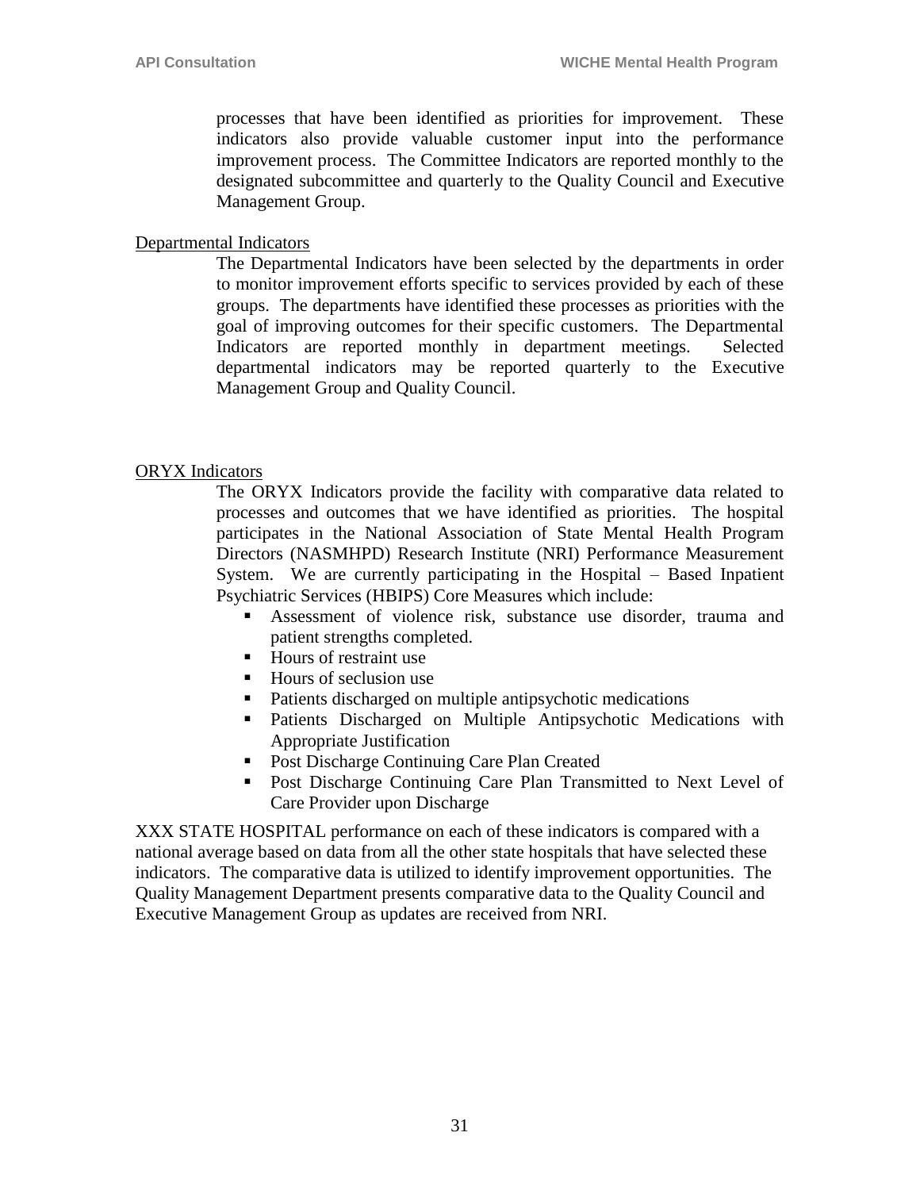processes that have been identified as priorities for improvement. These indicators also provide valuable customer input into the performance improvement process. The Committee Indicators are reported monthly to the designated subcommittee and quarterly to the Quality Council and Executive Management Group.

Departmental Indicators

The Departmental Indicators have been selected by the departments in order to monitor improvement efforts specific to services provided by each of these groups. The departments have identified these processes as priorities with the goal of improving outcomes for their specific customers. The Departmental Indicators are reported monthly in department meetings. Selected departmental indicators may be reported quarterly to the Executive Management Group and Quality Council.

ORYX Indicators

The ORYX Indicators provide the facility with comparative data related to processes and outcomes that we have identified as priorities. The hospital participates in the National Association of State Mental Health Program Directors (NASMHPD) Research Institute (NRI) Performance Measurement System. We are currently participating in the Hospital – Based Inpatient Psychiatric Services (HBIPS) Core Measures which include:

- Assessment of violence risk, substance use disorder, trauma and patient strengths completed.
- Hours of restraint use
- Hours of seclusion use
- Patients discharged on multiple antipsychotic medications
- Patients Discharged on Multiple Antipsychotic Medications with Appropriate Justification
- Post Discharge Continuing Care Plan Created
- Post Discharge Continuing Care Plan Transmitted to Next Level of Care Provider upon Discharge

XXX STATE HOSPITAL performance on each of these indicators is compared with a national average based on data from all the other state hospitals that have selected these indicators. The comparative data is utilized to identify improvement opportunities. The Quality Management Department presents comparative data to the Quality Council and Executive Management Group as updates are received from NRI.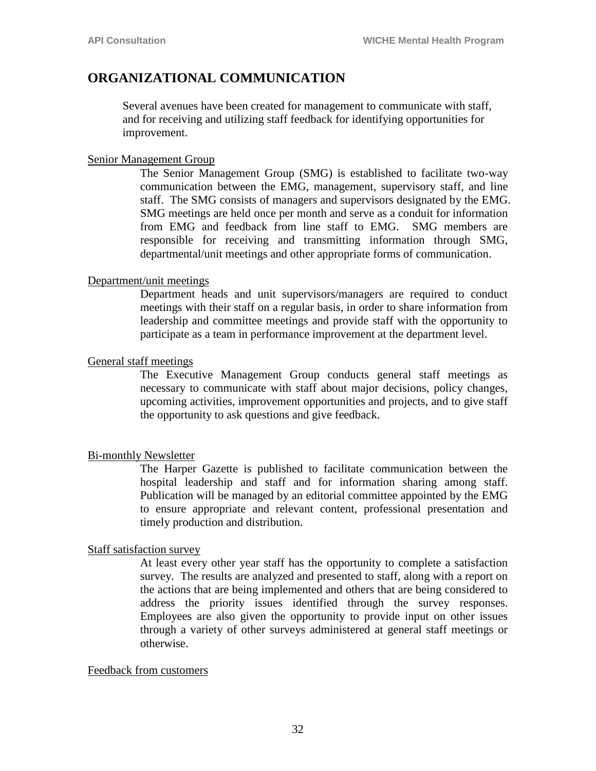## ORGANIZATIONAL COMMUNICATION

Several avenues have been created for management to communicate with staff, and for receiving and utilizing staff feedback for identifying opportunities for improvement.

<u>Senior Management Group</u>

The Senior Management Group (SMG) is established to facilitate two-way communication between the EMG, management, supervisory staff, and line staff. The SMG consists of managers and supervisors designated by the EMG. SMG meetings are held once per month and serve as a conduit for information from EMG and feedback from line staff to EMG. SMG members are responsible for receiving and transmitting information through SMG, departmental/unit meetings and other appropriate forms of communication.

<u>Department/unit meetings</u>

Department heads and unit supervisors/managers are required to conduct meetings with their staff on a regular basis, in order to share information from leadership and committee meetings and provide staff with the opportunity to participate as a team in performance improvement at the department level.

<u>General staff meetings</u>

The Executive Management Group conducts general staff meetings as necessary to communicate with staff about major decisions, policy changes, upcoming activities, improvement opportunities and projects, and to give staff the opportunity to ask questions and give feedback.

<u>Bi-monthly Newsletter</u>

The Harper Gazette is published to facilitate communication between the hospital leadership and staff and for information sharing among staff. Publication will be managed by an editorial committee appointed by the EMG to ensure appropriate and relevant content, professional presentation and timely production and distribution.

<u>Staff satisfaction survey</u>

At least every other year staff has the opportunity to complete a satisfaction survey. The results are analyzed and presented to staff, along with a report on the actions that are being implemented and others that are being considered to address the priority issues identified through the survey responses. Employees are also given the opportunity to provide input on other issues through a variety of other surveys administered at general staff meetings or otherwise.

<u>Feedback from customers</u>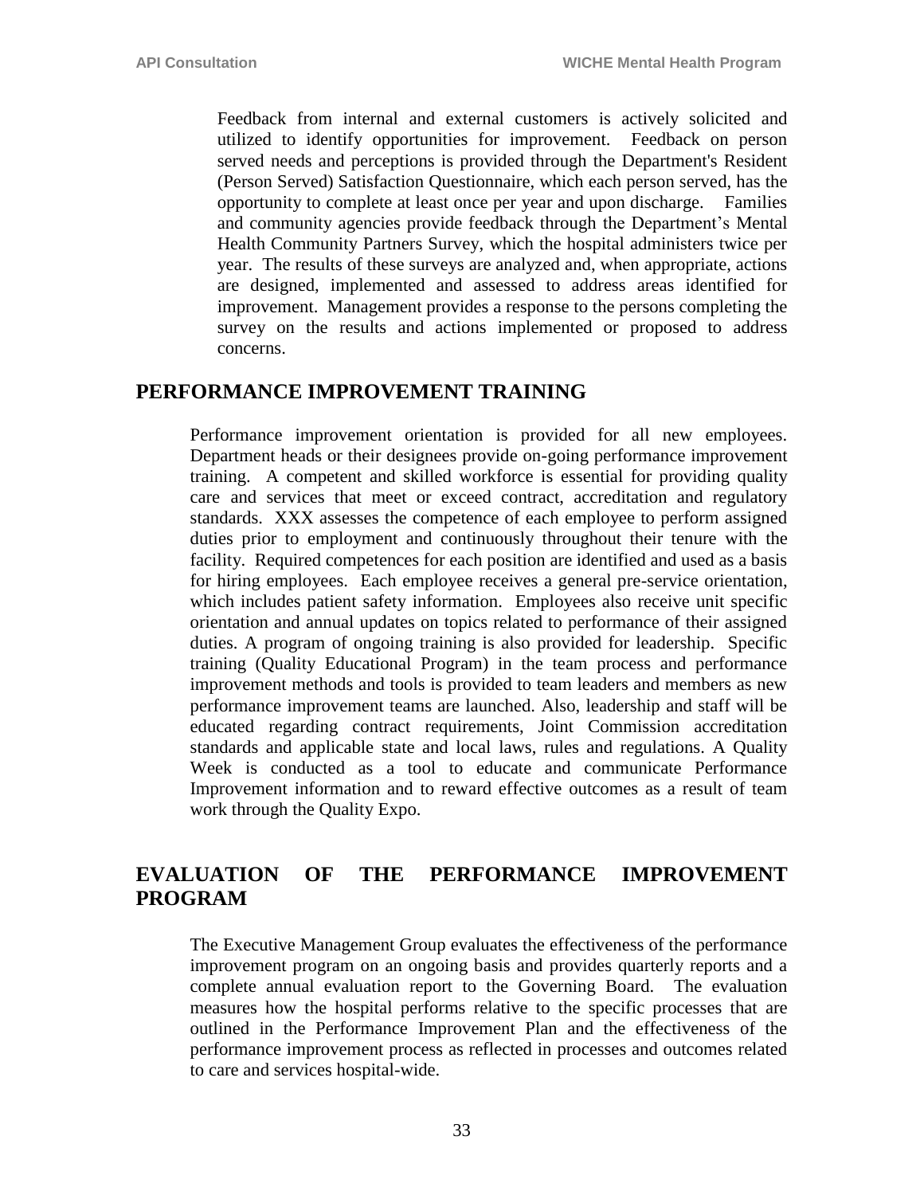Feedback from internal and external customers is actively solicited and utilized to identify opportunities for improvement. Feedback on person served needs and perceptions is provided through the Department's Resident (Person Served) Satisfaction Questionnaire, which each person served, has the opportunity to complete at least once per year and upon discharge. Families and community agencies provide feedback through the Department's Mental Health Community Partners Survey, which the hospital administers twice per year. The results of these surveys are analyzed and, when appropriate, actions are designed, implemented and assessed to address areas identified for improvement. Management provides a response to the persons completing the survey on the results and actions implemented or proposed to address concerns.

## PERFORMANCE IMPROVEMENT TRAINING

Performance improvement orientation is provided for all new employees. Department heads or their designees provide on-going performance improvement training. A competent and skilled workforce is essential for providing quality care and services that meet or exceed contract, accreditation and regulatory standards. XXX assesses the competence of each employee to perform assigned duties prior to employment and continuously throughout their tenure with the facility. Required competences for each position are identified and used as a basis for hiring employees. Each employee receives a general pre-service orientation, which includes patient safety information. Employees also receive unit specific orientation and annual updates on topics related to performance of their assigned duties. A program of ongoing training is also provided for leadership. Specific training (Quality Educational Program) in the team process and performance improvement methods and tools is provided to team leaders and members as new performance improvement teams are launched. Also, leadership and staff will be educated regarding contract requirements, Joint Commission accreditation standards and applicable state and local laws, rules and regulations. A Quality Week is conducted as a tool to educate and communicate Performance Improvement information and to reward effective outcomes as a result of team work through the Quality Expo.

## EVALUATION OF THE PERFORMANCE IMPROVEMENT PROGRAM

The Executive Management Group evaluates the effectiveness of the performance improvement program on an ongoing basis and provides quarterly reports and a complete annual evaluation report to the Governing Board. The evaluation measures how the hospital performs relative to the specific processes that are outlined in the Performance Improvement Plan and the effectiveness of the performance improvement process as reflected in processes and outcomes related to care and services hospital-wide.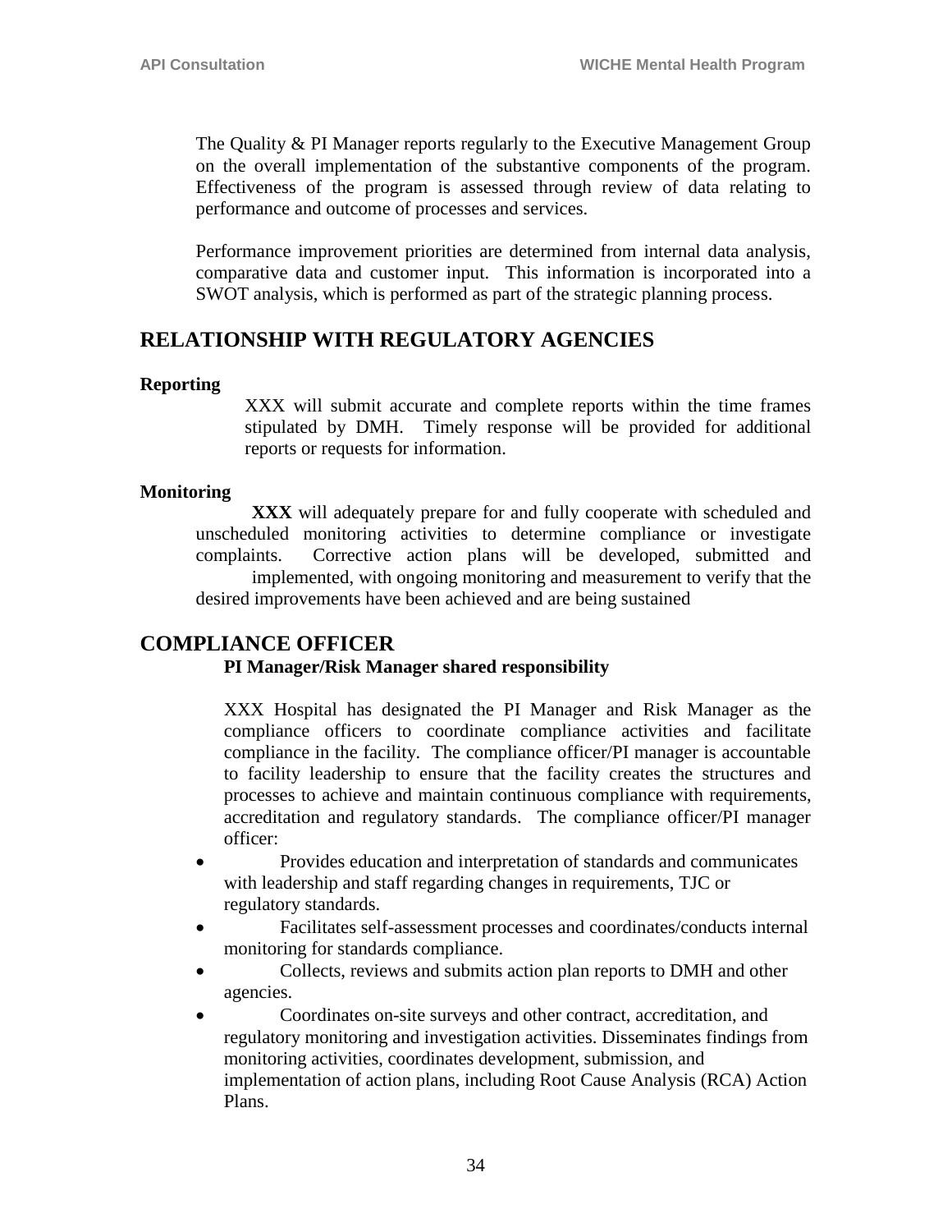The Quality & PI Manager reports regularly to the Executive Management Group on the overall implementation of the substantive components of the program. Effectiveness of the program is assessed through review of data relating to performance and outcome of processes and services.

Performance improvement priorities are determined from internal data analysis, comparative data and customer input. This information is incorporated into a SWOT analysis, which is performed as part of the strategic planning process.

## RELATIONSHIP WITH REGULATORY AGENCIES

**Reporting**

XXX will submit accurate and complete reports within the time frames stipulated by DMH. Timely response will be provided for additional reports or requests for information.

**Monitoring**

**XXX** will adequately prepare for and fully cooperate with scheduled and unscheduled monitoring activities to determine compliance or investigate complaints. Corrective action plans will be developed, submitted and implemented, with ongoing monitoring and measurement to verify that the desired improvements have been achieved and are being sustained

## COMPLIANCE OFFICER

**PI Manager/Risk Manager shared responsibility**

XXX Hospital has designated the PI Manager and Risk Manager as the compliance officers to coordinate compliance activities and facilitate compliance in the facility. The compliance officer/PI manager is accountable to facility leadership to ensure that the facility creates the structures and processes to achieve and maintain continuous compliance with requirements, accreditation and regulatory standards. The compliance officer/PI manager officer:

- Provides education and interpretation of standards and communicates with leadership and staff regarding changes in requirements, TJC or regulatory standards.
- Facilitates self-assessment processes and coordinates/conducts internal monitoring for standards compliance.
- Collects, reviews and submits action plan reports to DMH and other agencies.
- Coordinates on-site surveys and other contract, accreditation, and regulatory monitoring and investigation activities. Disseminates findings from monitoring activities, coordinates development, submission, and implementation of action plans, including Root Cause Analysis (RCA) Action Plans.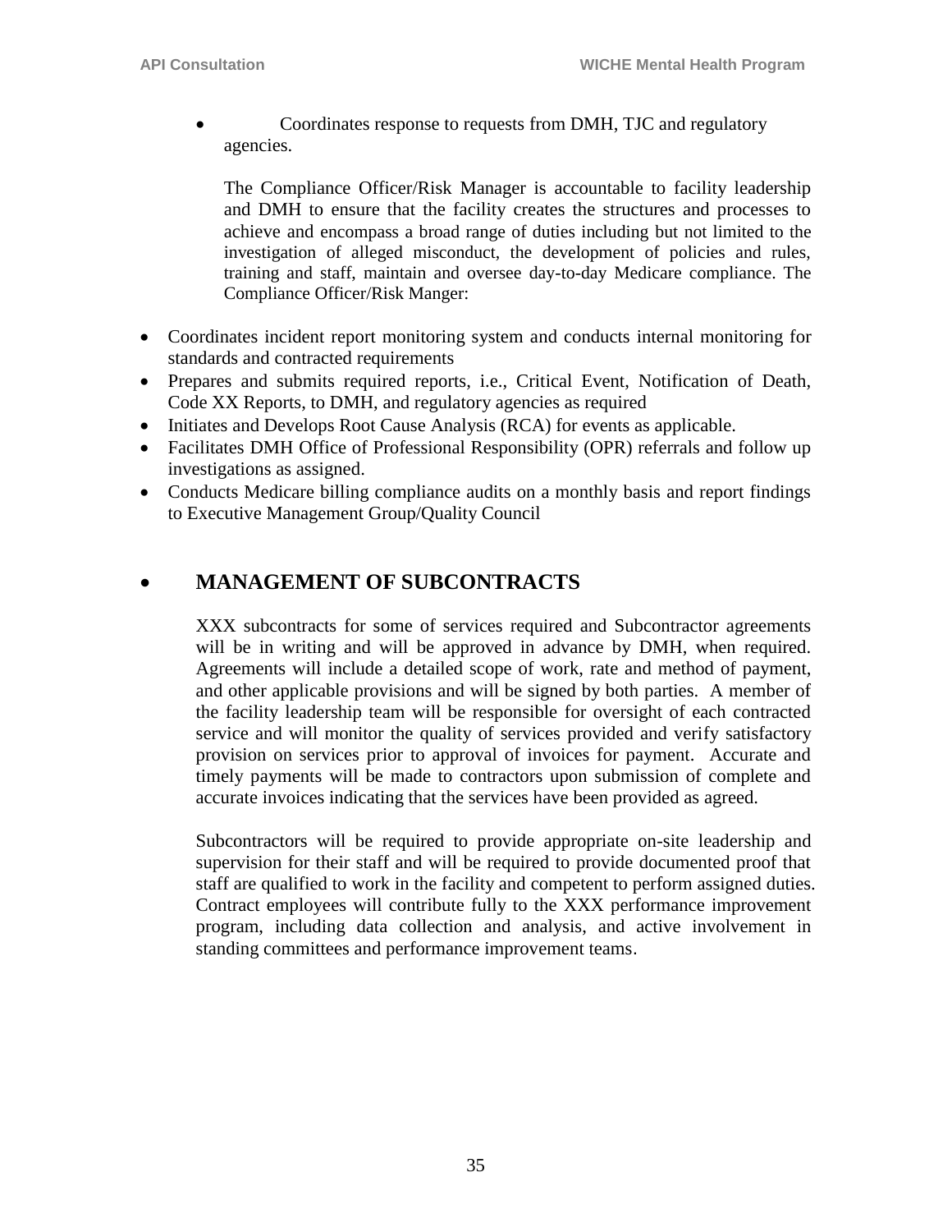- Coordinates response to requests from DMH, TJC and regulatory agencies.

  The Compliance Officer/Risk Manager is accountable to facility leadership and DMH to ensure that the facility creates the structures and processes to achieve and encompass a broad range of duties including but not limited to the investigation of alleged misconduct, the development of policies and rules, training and staff, maintain and oversee day-to-day Medicare compliance. The Compliance Officer/Risk Manger:

- Coordinates incident report monitoring system and conducts internal monitoring for standards and contracted requirements
- Prepares and submits required reports, i.e., Critical Event, Notification of Death, Code XX Reports, to DMH, and regulatory agencies as required
- Initiates and Develops Root Cause Analysis (RCA) for events as applicable.
- Facilitates DMH Office of Professional Responsibility (OPR) referrals and follow up investigations as assigned.
- Conducts Medicare billing compliance audits on a monthly basis and report findings to Executive Management Group/Quality Council

## MANAGEMENT OF SUBCONTRACTS

XXX subcontracts for some of services required and Subcontractor agreements will be in writing and will be approved in advance by DMH, when required. Agreements will include a detailed scope of work, rate and method of payment, and other applicable provisions and will be signed by both parties. A member of the facility leadership team will be responsible for oversight of each contracted service and will monitor the quality of services provided and verify satisfactory provision on services prior to approval of invoices for payment. Accurate and timely payments will be made to contractors upon submission of complete and accurate invoices indicating that the services have been provided as agreed.

Subcontractors will be required to provide appropriate on-site leadership and supervision for their staff and will be required to provide documented proof that staff are qualified to work in the facility and competent to perform assigned duties. Contract employees will contribute fully to the XXX performance improvement program, including data collection and analysis, and active involvement in standing committees and performance improvement teams.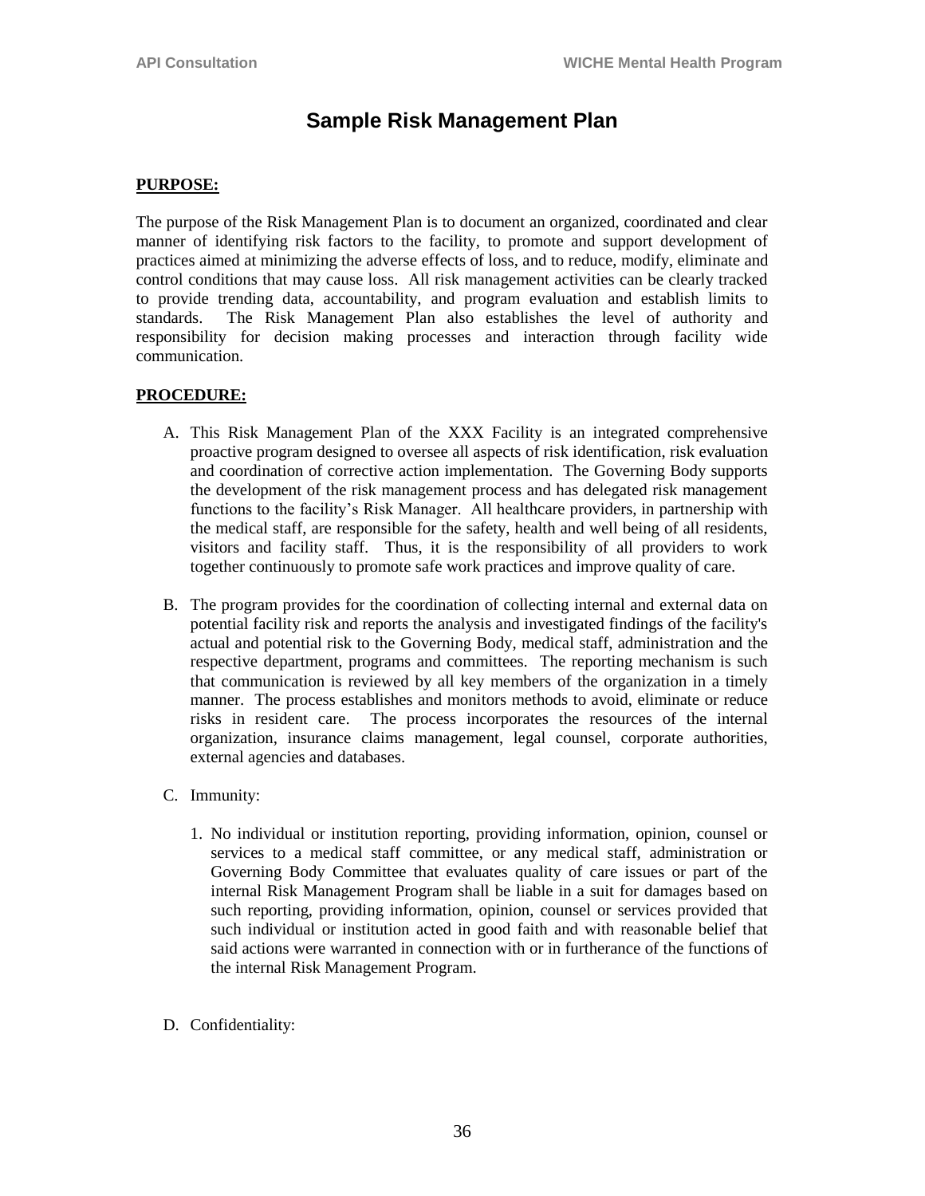# Sample Risk Management Plan

**PURPOSE:**

The purpose of the Risk Management Plan is to document an organized, coordinated and clear manner of identifying risk factors to the facility, to promote and support development of practices aimed at minimizing the adverse effects of loss, and to reduce, modify, eliminate and control conditions that may cause loss. All risk management activities can be clearly tracked to provide trending data, accountability, and program evaluation and establish limits to standards. The Risk Management Plan also establishes the level of authority and responsibility for decision making processes and interaction through facility wide communication.

**PROCEDURE:**

A. This Risk Management Plan of the XXX Facility is an integrated comprehensive proactive program designed to oversee all aspects of risk identification, risk evaluation and coordination of corrective action implementation. The Governing Body supports the development of the risk management process and has delegated risk management functions to the facility's Risk Manager. All healthcare providers, in partnership with the medical staff, are responsible for the safety, health and well being of all residents, visitors and facility staff. Thus, it is the responsibility of all providers to work together continuously to promote safe work practices and improve quality of care.

B. The program provides for the coordination of collecting internal and external data on potential facility risk and reports the analysis and investigated findings of the facility's actual and potential risk to the Governing Body, medical staff, administration and the respective department, programs and committees. The reporting mechanism is such that communication is reviewed by all key members of the organization in a timely manner. The process establishes and monitors methods to avoid, eliminate or reduce risks in resident care. The process incorporates the resources of the internal organization, insurance claims management, legal counsel, corporate authorities, external agencies and databases.

C. Immunity:

   1. No individual or institution reporting, providing information, opinion, counsel or services to a medical staff committee, or any medical staff, administration or Governing Body Committee that evaluates quality of care issues or part of the internal Risk Management Program shall be liable in a suit for damages based on such reporting, providing information, opinion, counsel or services provided that such individual or institution acted in good faith and with reasonable belief that said actions were warranted in connection with or in furtherance of the functions of the internal Risk Management Program.

D. Confidentiality: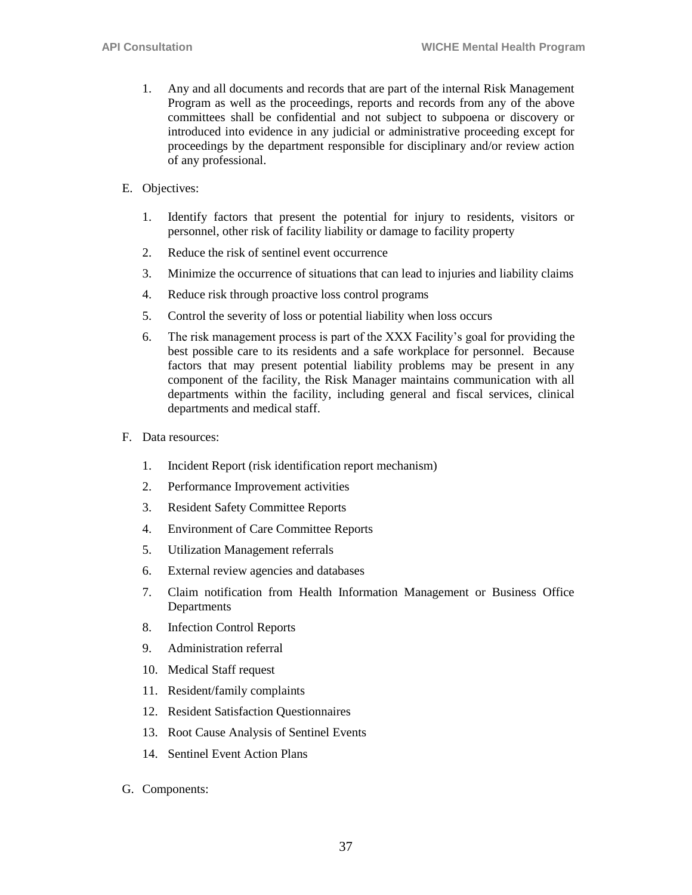1. Any and all documents and records that are part of the internal Risk Management Program as well as the proceedings, reports and records from any of the above committees shall be confidential and not subject to subpoena or discovery or introduced into evidence in any judicial or administrative proceeding except for proceedings by the department responsible for disciplinary and/or review action of any professional.

E. Objectives:

1. Identify factors that present the potential for injury to residents, visitors or personnel, other risk of facility liability or damage to facility property
2. Reduce the risk of sentinel event occurrence
3. Minimize the occurrence of situations that can lead to injuries and liability claims
4. Reduce risk through proactive loss control programs
5. Control the severity of loss or potential liability when loss occurs
6. The risk management process is part of the XXX Facility's goal for providing the best possible care to its residents and a safe workplace for personnel. Because factors that may present potential liability problems may be present in any component of the facility, the Risk Manager maintains communication with all departments within the facility, including general and fiscal services, clinical departments and medical staff.

F. Data resources:

1. Incident Report (risk identification report mechanism)
2. Performance Improvement activities
3. Resident Safety Committee Reports
4. Environment of Care Committee Reports
5. Utilization Management referrals
6. External review agencies and databases
7. Claim notification from Health Information Management or Business Office Departments
8. Infection Control Reports
9. Administration referral
10. Medical Staff request
11. Resident/family complaints
12. Resident Satisfaction Questionnaires
13. Root Cause Analysis of Sentinel Events
14. Sentinel Event Action Plans

G. Components: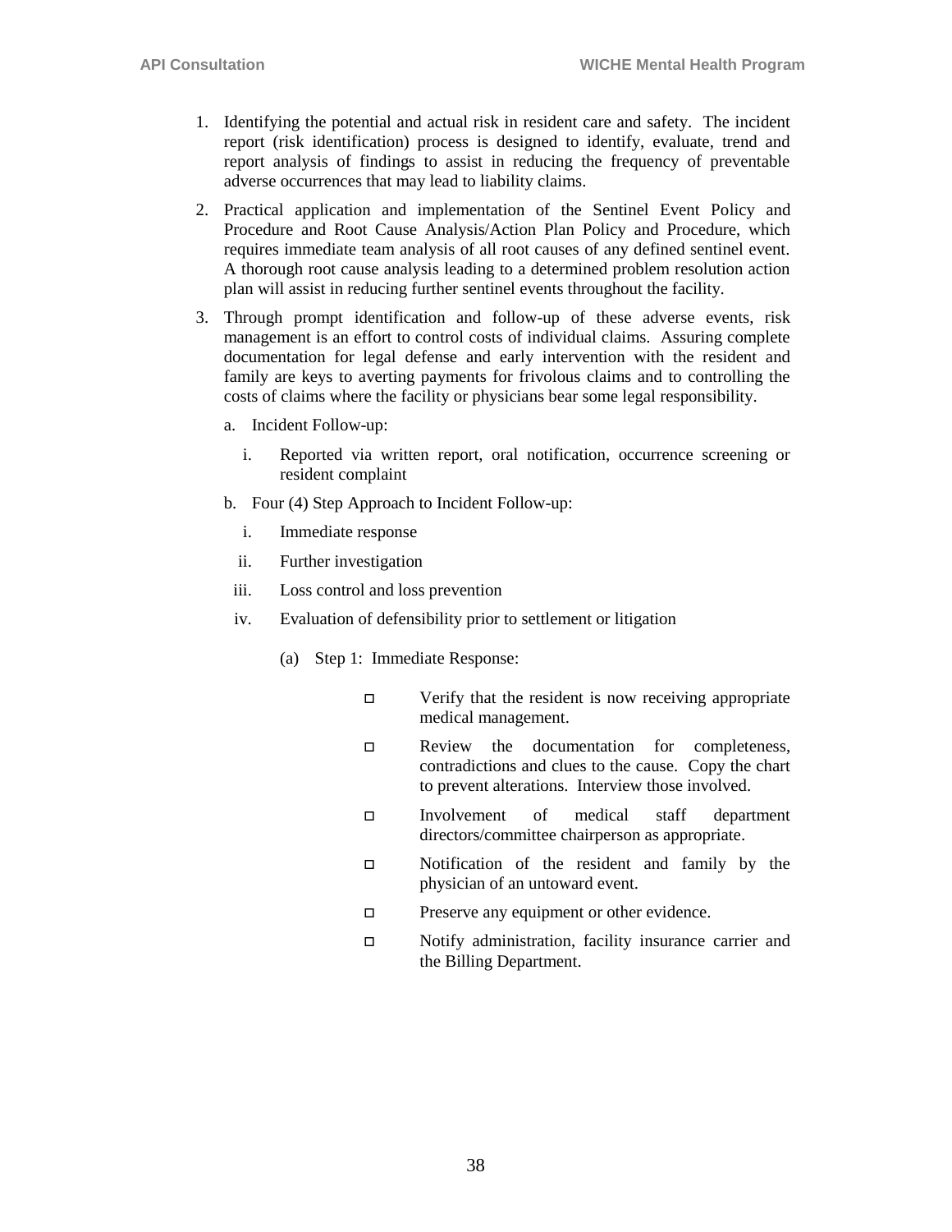1. Identifying the potential and actual risk in resident care and safety. The incident report (risk identification) process is designed to identify, evaluate, trend and report analysis of findings to assist in reducing the frequency of preventable adverse occurrences that may lead to liability claims.

2. Practical application and implementation of the Sentinel Event Policy and Procedure and Root Cause Analysis/Action Plan Policy and Procedure, which requires immediate team analysis of all root causes of any defined sentinel event. A thorough root cause analysis leading to a determined problem resolution action plan will assist in reducing further sentinel events throughout the facility.

3. Through prompt identification and follow-up of these adverse events, risk management is an effort to control costs of individual claims. Assuring complete documentation for legal defense and early intervention with the resident and family are keys to averting payments for frivolous claims and to controlling the costs of claims where the facility or physicians bear some legal responsibility.

   a. Incident Follow-up:

      i. Reported via written report, oral notification, occurrence screening or resident complaint

   b. Four (4) Step Approach to Incident Follow-up:

      i. Immediate response

      ii. Further investigation

      iii. Loss control and loss prevention

      iv. Evaluation of defensibility prior to settlement or litigation

         (a) Step 1: Immediate Response:

            - Verify that the resident is now receiving appropriate medical management.
            - Review the documentation for completeness, contradictions and clues to the cause. Copy the chart to prevent alterations. Interview those involved.
            - Involvement of medical staff department directors/committee chairperson as appropriate.
            - Notification of the resident and family by the physician of an untoward event.
            - Preserve any equipment or other evidence.
            - Notify administration, facility insurance carrier and the Billing Department.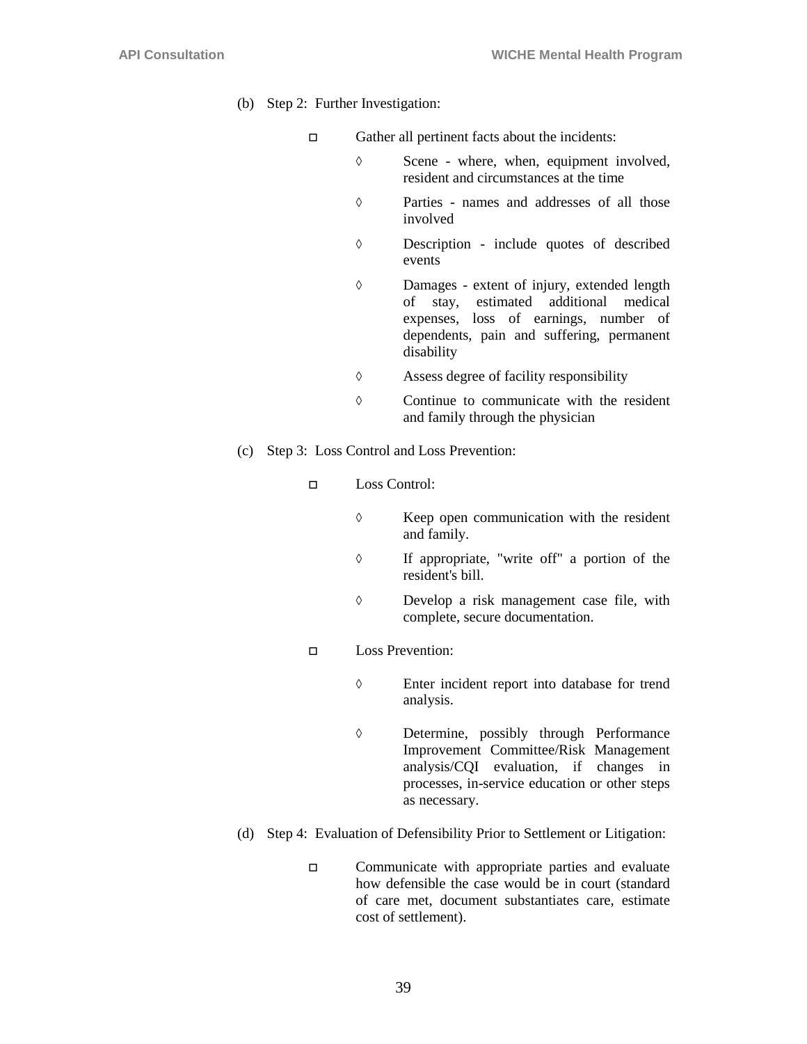(b) Step 2: Further Investigation:

- Gather all pertinent facts about the incidents:
  - ◊ Scene - where, when, equipment involved, resident and circumstances at the time
  - ◊ Parties - names and addresses of all those involved
  - ◊ Description - include quotes of described events
  - ◊ Damages - extent of injury, extended length of stay, estimated additional medical expenses, loss of earnings, number of dependents, pain and suffering, permanent disability
  - ◊ Assess degree of facility responsibility
  - ◊ Continue to communicate with the resident and family through the physician

(c) Step 3: Loss Control and Loss Prevention:

- Loss Control:
  - ◊ Keep open communication with the resident and family.
  - ◊ If appropriate, "write off" a portion of the resident's bill.
  - ◊ Develop a risk management case file, with complete, secure documentation.
- Loss Prevention:
  - ◊ Enter incident report into database for trend analysis.
  - ◊ Determine, possibly through Performance Improvement Committee/Risk Management analysis/CQI evaluation, if changes in processes, in-service education or other steps as necessary.

(d) Step 4: Evaluation of Defensibility Prior to Settlement or Litigation:

- Communicate with appropriate parties and evaluate how defensible the case would be in court (standard of care met, document substantiates care, estimate cost of settlement).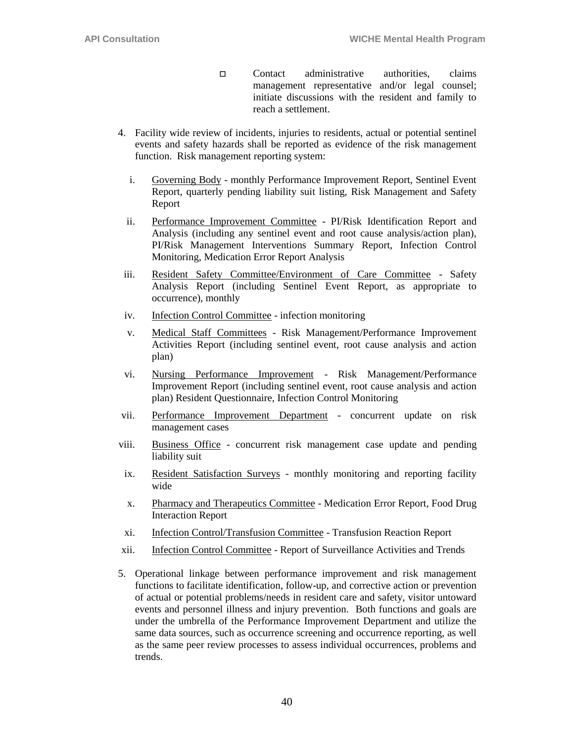- Contact administrative authorities, claims management representative and/or legal counsel; initiate discussions with the resident and family to reach a settlement.

4. Facility wide review of incidents, injuries to residents, actual or potential sentinel events and safety hazards shall be reported as evidence of the risk management function. Risk management reporting system:

   i. Governing Body - monthly Performance Improvement Report, Sentinel Event Report, quarterly pending liability suit listing, Risk Management and Safety Report

   ii. Performance Improvement Committee - PI/Risk Identification Report and Analysis (including any sentinel event and root cause analysis/action plan), PI/Risk Management Interventions Summary Report, Infection Control Monitoring, Medication Error Report Analysis

   iii. Resident Safety Committee/Environment of Care Committee - Safety Analysis Report (including Sentinel Event Report, as appropriate to occurrence), monthly

   iv. Infection Control Committee - infection monitoring

   v. Medical Staff Committees - Risk Management/Performance Improvement Activities Report (including sentinel event, root cause analysis and action plan)

   vi. Nursing Performance Improvement - Risk Management/Performance Improvement Report (including sentinel event, root cause analysis and action plan) Resident Questionnaire, Infection Control Monitoring

   vii. Performance Improvement Department - concurrent update on risk management cases

   viii. Business Office - concurrent risk management case update and pending liability suit

   ix. Resident Satisfaction Surveys - monthly monitoring and reporting facility wide

   x. Pharmacy and Therapeutics Committee - Medication Error Report, Food Drug Interaction Report

   xi. Infection Control/Transfusion Committee - Transfusion Reaction Report

   xii. Infection Control Committee - Report of Surveillance Activities and Trends

5. Operational linkage between performance improvement and risk management functions to facilitate identification, follow-up, and corrective action or prevention of actual or potential problems/needs in resident care and safety, visitor untoward events and personnel illness and injury prevention. Both functions and goals are under the umbrella of the Performance Improvement Department and utilize the same data sources, such as occurrence screening and occurrence reporting, as well as the same peer review processes to assess individual occurrences, problems and trends.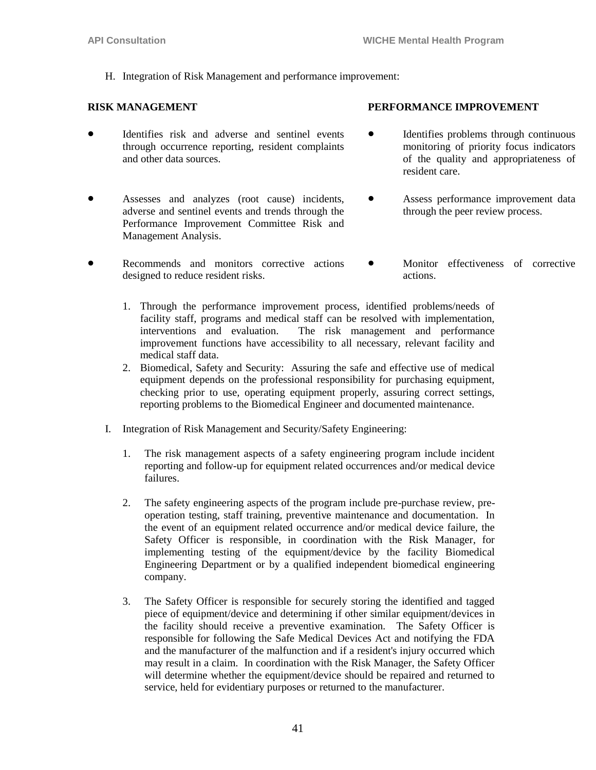H. Integration of Risk Management and performance improvement:

| RISK MANAGEMENT | PERFORMANCE IMPROVEMENT |
|---|---|
| • Identifies risk and adverse and sentinel events through occurrence reporting, resident complaints and other data sources. | • Identifies problems through continuous monitoring of priority focus indicators of the quality and appropriateness of resident care. |
| • Assesses and analyzes (root cause) incidents, adverse and sentinel events and trends through the Performance Improvement Committee Risk and Management Analysis. | • Assess performance improvement data through the peer review process. |
| • Recommends and monitors corrective actions designed to reduce resident risks. | • Monitor effectiveness of corrective actions. |

1. Through the performance improvement process, identified problems/needs of facility staff, programs and medical staff can be resolved with implementation, interventions and evaluation. The risk management and performance improvement functions have accessibility to all necessary, relevant facility and medical staff data.
2. Biomedical, Safety and Security: Assuring the safe and effective use of medical equipment depends on the professional responsibility for purchasing equipment, checking prior to use, operating equipment properly, assuring correct settings, reporting problems to the Biomedical Engineer and documented maintenance.

I. Integration of Risk Management and Security/Safety Engineering:

1. The risk management aspects of a safety engineering program include incident reporting and follow-up for equipment related occurrences and/or medical device failures.

2. The safety engineering aspects of the program include pre-purchase review, pre-operation testing, staff training, preventive maintenance and documentation. In the event of an equipment related occurrence and/or medical device failure, the Safety Officer is responsible, in coordination with the Risk Manager, for implementing testing of the equipment/device by the facility Biomedical Engineering Department or by a qualified independent biomedical engineering company.

3. The Safety Officer is responsible for securely storing the identified and tagged piece of equipment/device and determining if other similar equipment/devices in the facility should receive a preventive examination. The Safety Officer is responsible for following the Safe Medical Devices Act and notifying the FDA and the manufacturer of the malfunction and if a resident's injury occurred which may result in a claim. In coordination with the Risk Manager, the Safety Officer will determine whether the equipment/device should be repaired and returned to service, held for evidentiary purposes or returned to the manufacturer.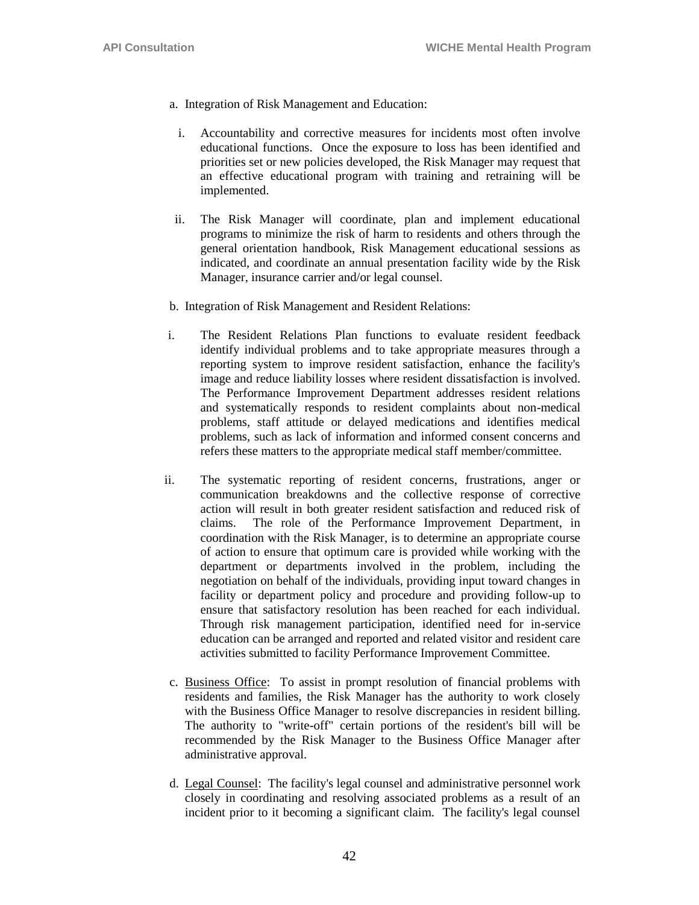a. Integration of Risk Management and Education:

   i. Accountability and corrective measures for incidents most often involve educational functions. Once the exposure to loss has been identified and priorities set or new policies developed, the Risk Manager may request that an effective educational program with training and retraining will be implemented.

   ii. The Risk Manager will coordinate, plan and implement educational programs to minimize the risk of harm to residents and others through the general orientation handbook, Risk Management educational sessions as indicated, and coordinate an annual presentation facility wide by the Risk Manager, insurance carrier and/or legal counsel.

b. Integration of Risk Management and Resident Relations:

   i. The Resident Relations Plan functions to evaluate resident feedback identify individual problems and to take appropriate measures through a reporting system to improve resident satisfaction, enhance the facility's image and reduce liability losses where resident dissatisfaction is involved. The Performance Improvement Department addresses resident relations and systematically responds to resident complaints about non-medical problems, staff attitude or delayed medications and identifies medical problems, such as lack of information and informed consent concerns and refers these matters to the appropriate medical staff member/committee.

   ii. The systematic reporting of resident concerns, frustrations, anger or communication breakdowns and the collective response of corrective action will result in both greater resident satisfaction and reduced risk of claims. The role of the Performance Improvement Department, in coordination with the Risk Manager, is to determine an appropriate course of action to ensure that optimum care is provided while working with the department or departments involved in the problem, including the negotiation on behalf of the individuals, providing input toward changes in facility or department policy and procedure and providing follow-up to ensure that satisfactory resolution has been reached for each individual. Through risk management participation, identified need for in-service education can be arranged and reported and related visitor and resident care activities submitted to facility Performance Improvement Committee.

c. <u>Business Office</u>: To assist in prompt resolution of financial problems with residents and families, the Risk Manager has the authority to work closely with the Business Office Manager to resolve discrepancies in resident billing. The authority to "write-off" certain portions of the resident's bill will be recommended by the Risk Manager to the Business Office Manager after administrative approval.

d. <u>Legal Counsel</u>: The facility's legal counsel and administrative personnel work closely in coordinating and resolving associated problems as a result of an incident prior to it becoming a significant claim. The facility's legal counsel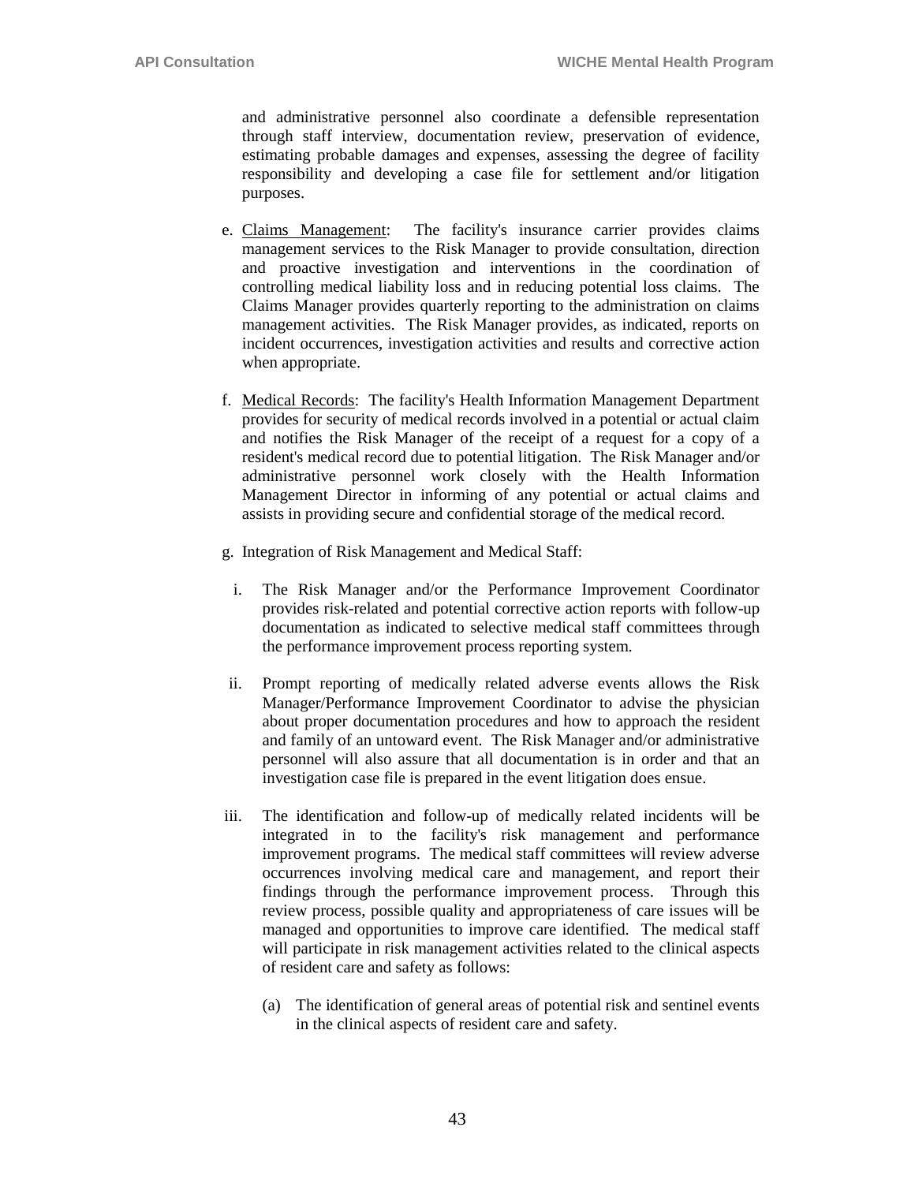and administrative personnel also coordinate a defensible representation through staff interview, documentation review, preservation of evidence, estimating probable damages and expenses, assessing the degree of facility responsibility and developing a case file for settlement and/or litigation purposes.

e. Claims Management: The facility's insurance carrier provides claims management services to the Risk Manager to provide consultation, direction and proactive investigation and interventions in the coordination of controlling medical liability loss and in reducing potential loss claims. The Claims Manager provides quarterly reporting to the administration on claims management activities. The Risk Manager provides, as indicated, reports on incident occurrences, investigation activities and results and corrective action when appropriate.

f. Medical Records: The facility's Health Information Management Department provides for security of medical records involved in a potential or actual claim and notifies the Risk Manager of the receipt of a request for a copy of a resident's medical record due to potential litigation. The Risk Manager and/or administrative personnel work closely with the Health Information Management Director in informing of any potential or actual claims and assists in providing secure and confidential storage of the medical record.

g. Integration of Risk Management and Medical Staff:

i. The Risk Manager and/or the Performance Improvement Coordinator provides risk-related and potential corrective action reports with follow-up documentation as indicated to selective medical staff committees through the performance improvement process reporting system.

ii. Prompt reporting of medically related adverse events allows the Risk Manager/Performance Improvement Coordinator to advise the physician about proper documentation procedures and how to approach the resident and family of an untoward event. The Risk Manager and/or administrative personnel will also assure that all documentation is in order and that an investigation case file is prepared in the event litigation does ensue.

iii. The identification and follow-up of medically related incidents will be integrated in to the facility's risk management and performance improvement programs. The medical staff committees will review adverse occurrences involving medical care and management, and report their findings through the performance improvement process. Through this review process, possible quality and appropriateness of care issues will be managed and opportunities to improve care identified. The medical staff will participate in risk management activities related to the clinical aspects of resident care and safety as follows:

(a) The identification of general areas of potential risk and sentinel events in the clinical aspects of resident care and safety.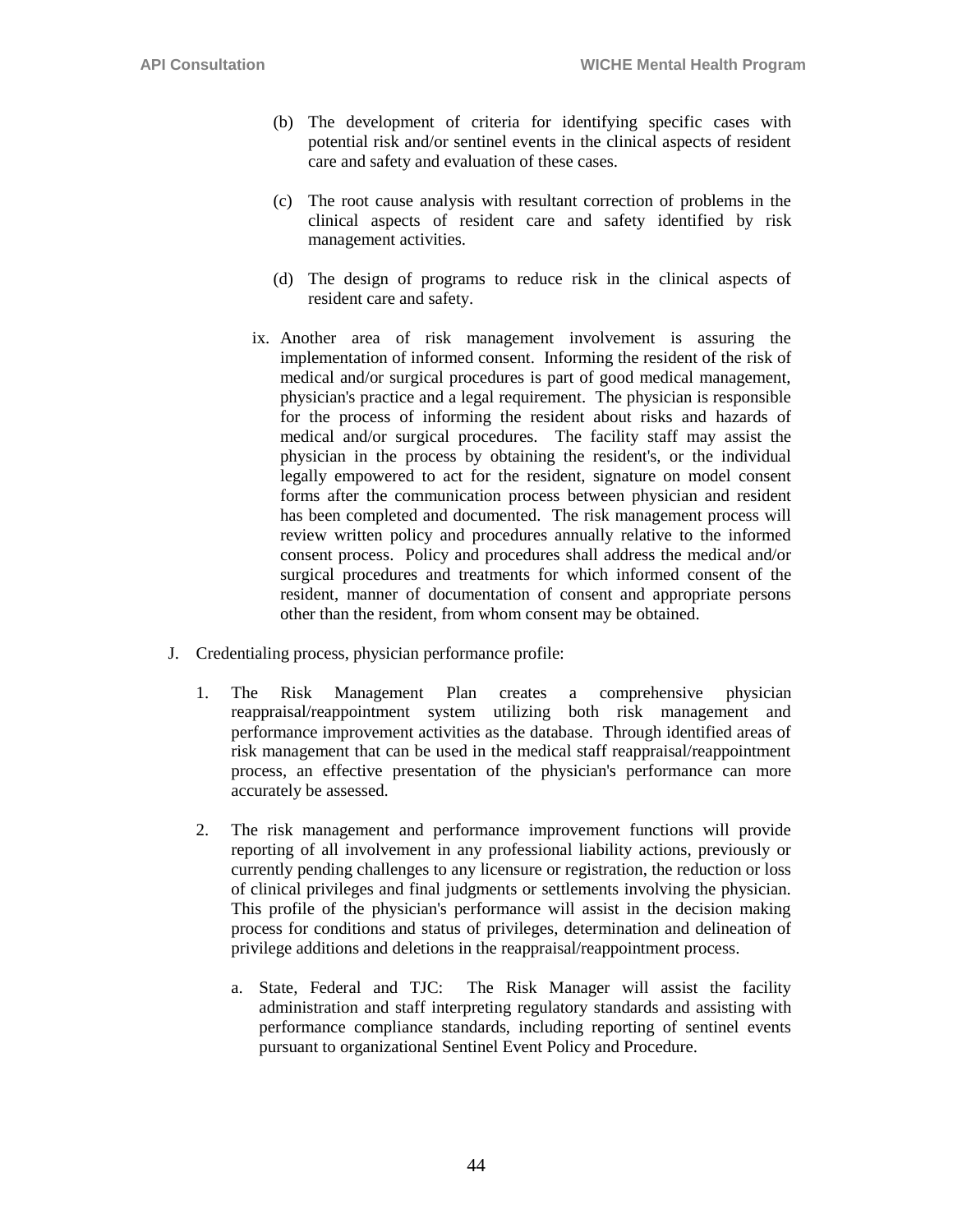(b) The development of criteria for identifying specific cases with potential risk and/or sentinel events in the clinical aspects of resident care and safety and evaluation of these cases.

(c) The root cause analysis with resultant correction of problems in the clinical aspects of resident care and safety identified by risk management activities.

(d) The design of programs to reduce risk in the clinical aspects of resident care and safety.

ix. Another area of risk management involvement is assuring the implementation of informed consent. Informing the resident of the risk of medical and/or surgical procedures is part of good medical management, physician's practice and a legal requirement. The physician is responsible for the process of informing the resident about risks and hazards of medical and/or surgical procedures. The facility staff may assist the physician in the process by obtaining the resident's, or the individual legally empowered to act for the resident, signature on model consent forms after the communication process between physician and resident has been completed and documented. The risk management process will review written policy and procedures annually relative to the informed consent process. Policy and procedures shall address the medical and/or surgical procedures and treatments for which informed consent of the resident, manner of documentation of consent and appropriate persons other than the resident, from whom consent may be obtained.

J. Credentialing process, physician performance profile:

1. The Risk Management Plan creates a comprehensive physician reappraisal/reappointment system utilizing both risk management and performance improvement activities as the database. Through identified areas of risk management that can be used in the medical staff reappraisal/reappointment process, an effective presentation of the physician's performance can more accurately be assessed.

2. The risk management and performance improvement functions will provide reporting of all involvement in any professional liability actions, previously or currently pending challenges to any licensure or registration, the reduction or loss of clinical privileges and final judgments or settlements involving the physician. This profile of the physician's performance will assist in the decision making process for conditions and status of privileges, determination and delineation of privilege additions and deletions in the reappraisal/reappointment process.

   a. State, Federal and TJC: The Risk Manager will assist the facility administration and staff interpreting regulatory standards and assisting with performance compliance standards, including reporting of sentinel events pursuant to organizational Sentinel Event Policy and Procedure.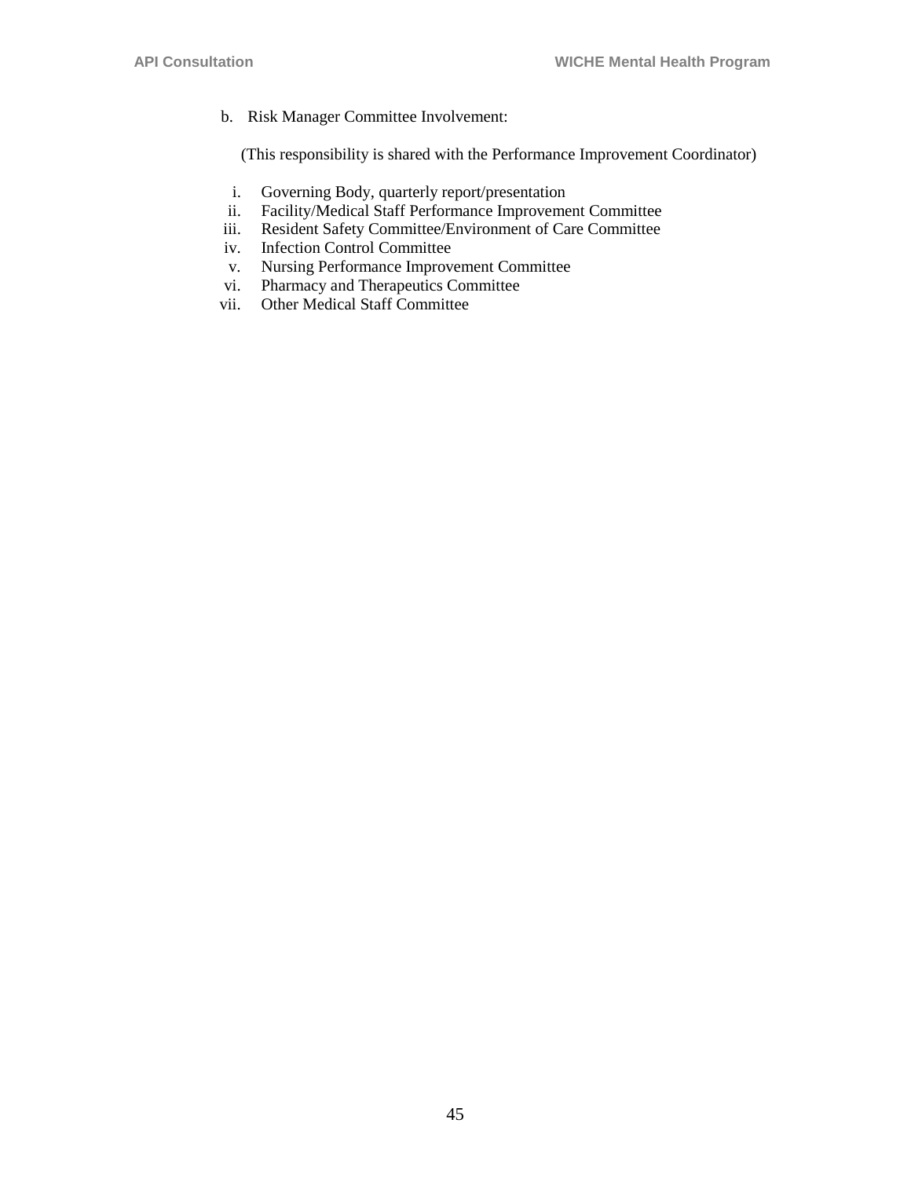b. Risk Manager Committee Involvement:

(This responsibility is shared with the Performance Improvement Coordinator)

i. Governing Body, quarterly report/presentation
ii. Facility/Medical Staff Performance Improvement Committee
iii. Resident Safety Committee/Environment of Care Committee
iv. Infection Control Committee
v. Nursing Performance Improvement Committee
vi. Pharmacy and Therapeutics Committee
vii. Other Medical Staff Committee